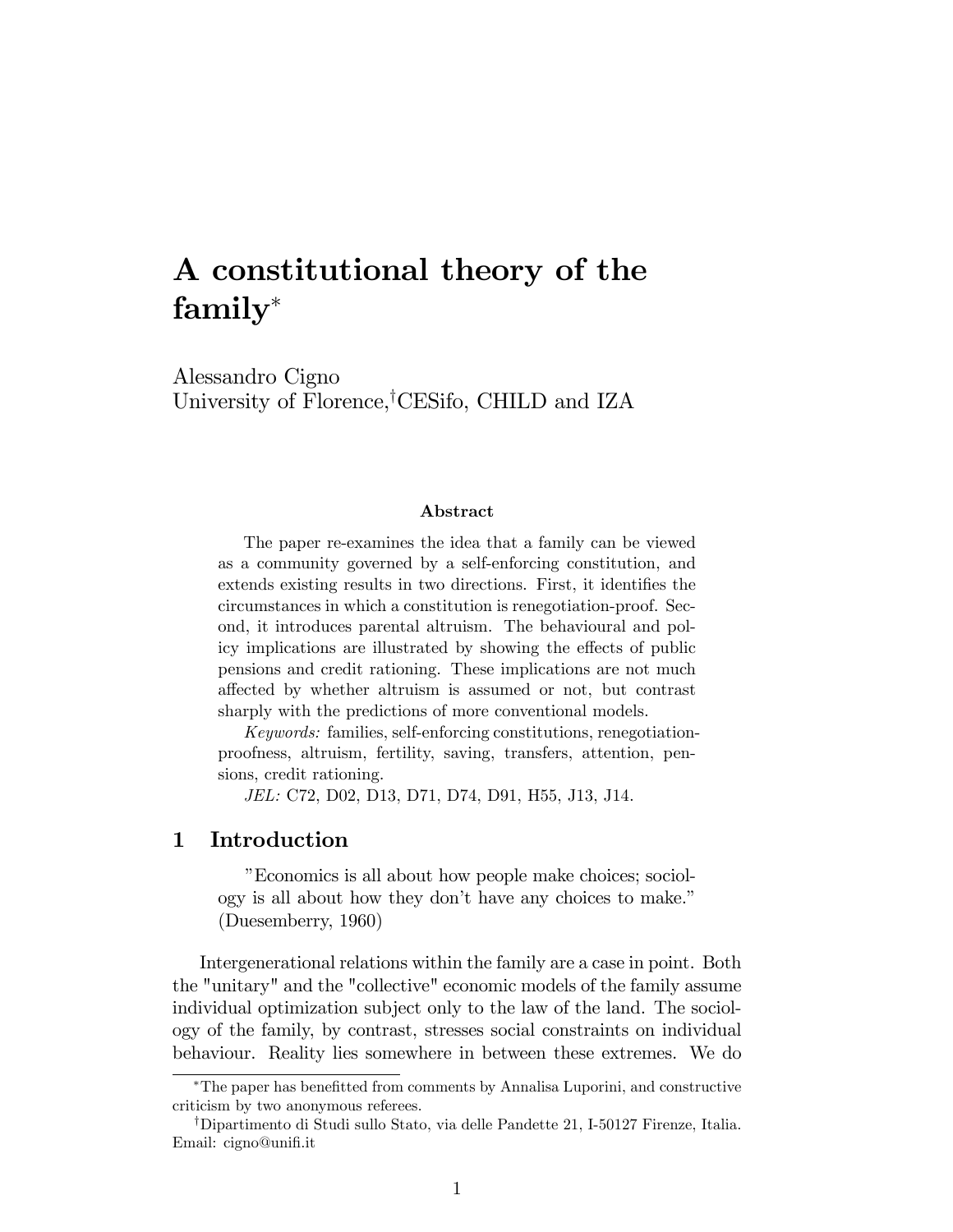# A constitutional theory of the family[*]

Alessandro Cigno
University of Florence,[†]CESifo, CHILD and IZA

### Abstract

The paper re-examines the idea that a family can be viewed as a community governed by a self-enforcing constitution, and extends existing results in two directions. First, it identifies the circumstances in which a constitution is renegotiation-proof. Second, it introduces parental altruism. The behavioural and policy implications are illustrated by showing the effects of public pensions and credit rationing. These implications are not much affected by whether altruism is assumed or not, but contrast sharply with the predictions of more conventional models.

*Keywords:* families, self-enforcing constitutions, renegotiation-proofness, altruism, fertility, saving, transfers, attention, pensions, credit rationing.

*JEL:* C72, D02, D13, D71, D74, D91, H55, J13, J14.

## 1 Introduction

> "Economics is all about how people make choices; sociology is all about how they don't have any choices to make." (Duesemberry, 1960)

Intergenerational relations within the family are a case in point. Both the "unitary" and the "collective" economic models of the family assume individual optimization subject only to the law of the land. The sociology of the family, by contrast, stresses social constraints on individual behaviour. Reality lies somewhere in between these extremes. We do

[*]The paper has benefitted from comments by Annalisa Luporini, and constructive criticism by two anonymous referees.

[†]Dipartimento di Studi sullo Stato, via delle Pandette 21, I-50127 Firenze, Italia. Email: cigno@unifi.it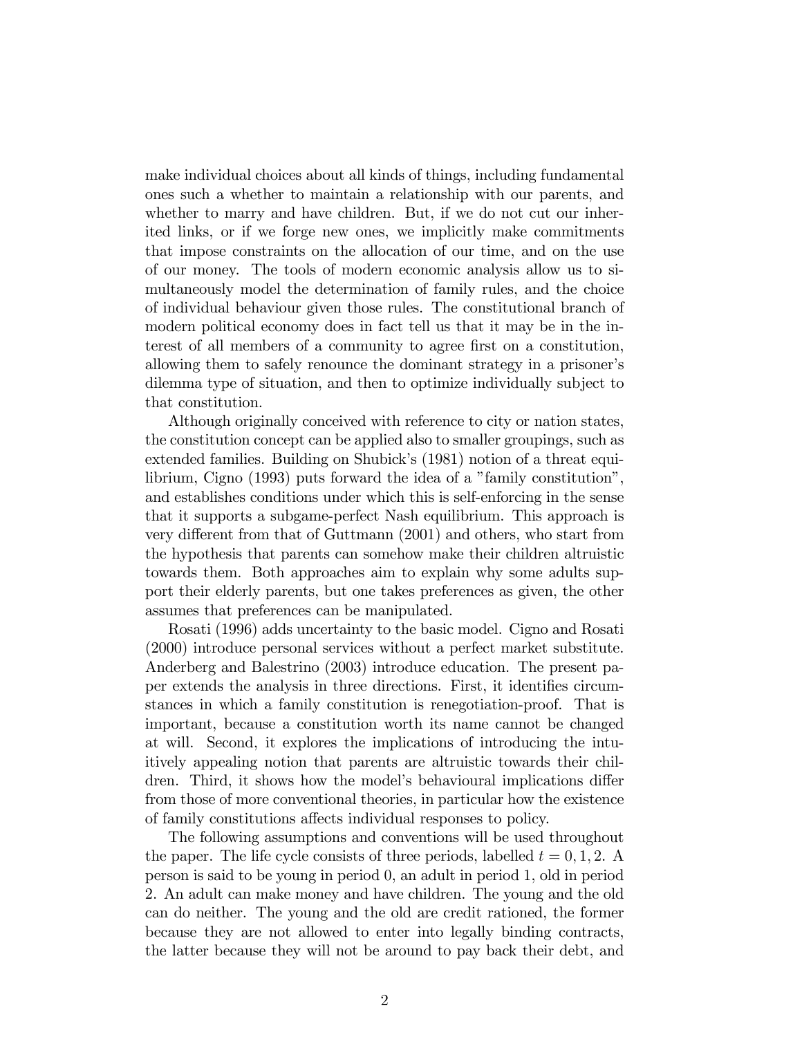make individual choices about all kinds of things, including fundamental ones such a whether to maintain a relationship with our parents, and whether to marry and have children. But, if we do not cut our inherited links, or if we forge new ones, we implicitly make commitments that impose constraints on the allocation of our time, and on the use of our money. The tools of modern economic analysis allow us to simultaneously model the determination of family rules, and the choice of individual behaviour given those rules. The constitutional branch of modern political economy does in fact tell us that it may be in the interest of all members of a community to agree first on a constitution, allowing them to safely renounce the dominant strategy in a prisoner's dilemma type of situation, and then to optimize individually subject to that constitution.

Although originally conceived with reference to city or nation states, the constitution concept can be applied also to smaller groupings, such as extended families. Building on Shubick's (1981) notion of a threat equilibrium, Cigno (1993) puts forward the idea of a "family constitution", and establishes conditions under which this is self-enforcing in the sense that it supports a subgame-perfect Nash equilibrium. This approach is very different from that of Guttmann (2001) and others, who start from the hypothesis that parents can somehow make their children altruistic towards them. Both approaches aim to explain why some adults support their elderly parents, but one takes preferences as given, the other assumes that preferences can be manipulated.

Rosati (1996) adds uncertainty to the basic model. Cigno and Rosati (2000) introduce personal services without a perfect market substitute. Anderberg and Balestrino (2003) introduce education. The present paper extends the analysis in three directions. First, it identifies circumstances in which a family constitution is renegotiation-proof. That is important, because a constitution worth its name cannot be changed at will. Second, it explores the implications of introducing the intuitively appealing notion that parents are altruistic towards their children. Third, it shows how the model's behavioural implications differ from those of more conventional theories, in particular how the existence of family constitutions affects individual responses to policy.

The following assumptions and conventions will be used throughout the paper. The life cycle consists of three periods, labelled $t = 0, 1, 2$. A person is said to be young in period 0, an adult in period 1, old in period 2. An adult can make money and have children. The young and the old can do neither. The young and the old are credit rationed, the former because they are not allowed to enter into legally binding contracts, the latter because they will not be around to pay back their debt, and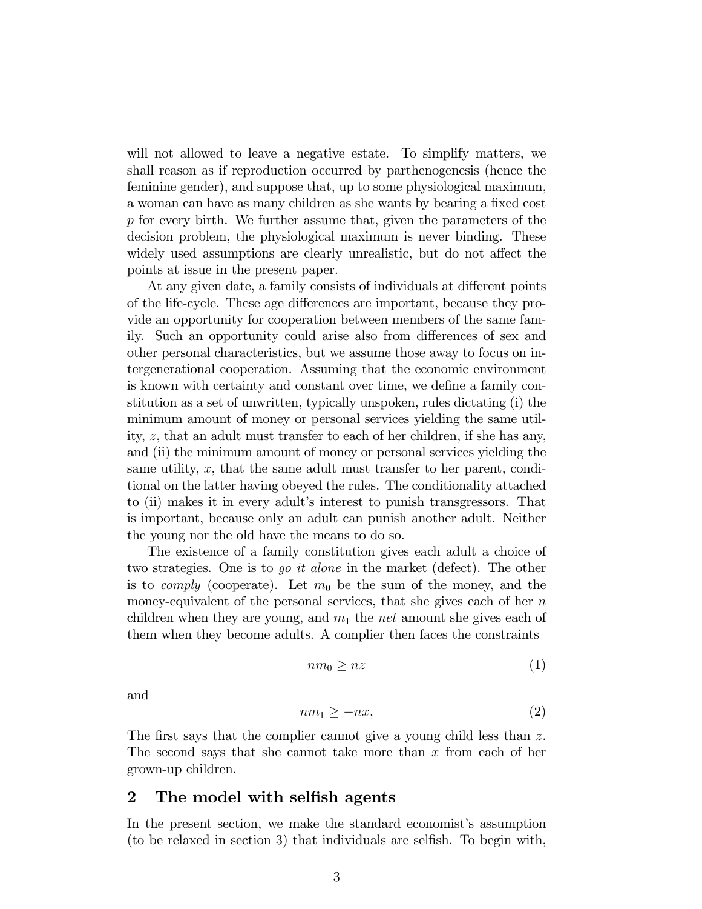will not allowed to leave a negative estate. To simplify matters, we shall reason as if reproduction occurred by parthenogenesis (hence the feminine gender), and suppose that, up to some physiological maximum, a woman can have as many children as she wants by bearing a fixed cost $p$ for every birth. We further assume that, given the parameters of the decision problem, the physiological maximum is never binding. These widely used assumptions are clearly unrealistic, but do not affect the points at issue in the present paper.

At any given date, a family consists of individuals at different points of the life-cycle. These age differences are important, because they provide an opportunity for cooperation between members of the same family. Such an opportunity could arise also from differences of sex and other personal characteristics, but we assume those away to focus on intergenerational cooperation. Assuming that the economic environment is known with certainty and constant over time, we define a family constitution as a set of unwritten, typically unspoken, rules dictating (i) the minimum amount of money or personal services yielding the same utility, $z$, that an adult must transfer to each of her children, if she has any, and (ii) the minimum amount of money or personal services yielding the same utility, $x$, that the same adult must transfer to her parent, conditional on the latter having obeyed the rules. The conditionality attached to (ii) makes it in every adult's interest to punish transgressors. That is important, because only an adult can punish another adult. Neither the young nor the old have the means to do so.

The existence of a family constitution gives each adult a choice of two strategies. One is to *go it alone* in the market (defect). The other is to *comply* (cooperate). Let $m_0$ be the sum of the money, and the money-equivalent of the personal services, that she gives each of her $n$ children when they are young, and $m_1$ the *net* amount she gives each of them when they become adults. A complier then faces the constraints

$$nm_0 \geq nz \tag{1}$$

and

$$nm_1 \geq -nx, \tag{2}$$

The first says that the complier cannot give a young child less than $z$. The second says that she cannot take more than $x$ from each of her grown-up children.

## 2 The model with selfish agents

In the present section, we make the standard economist's assumption (to be relaxed in section 3) that individuals are selfish. To begin with,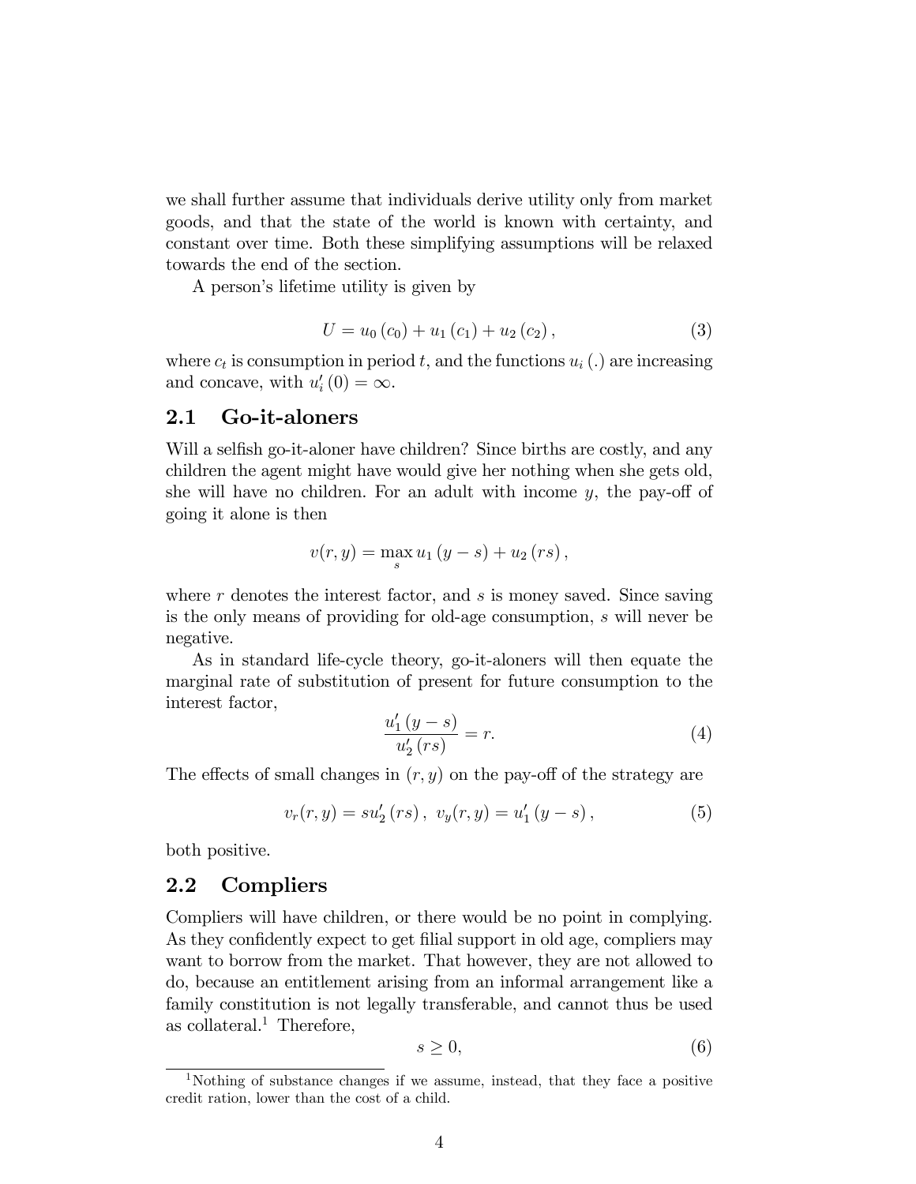we shall further assume that individuals derive utility only from market goods, and that the state of the world is known with certainty, and constant over time. Both these simplifying assumptions will be relaxed towards the end of the section.

A person's lifetime utility is given by

$$U = u_0(c_0) + u_1(c_1) + u_2(c_2), \tag{3}$$

where $c_t$ is consumption in period $t$, and the functions $u_i(.)$ are increasing and concave, with $u_i'(0) = \infty$.

## 2.1 Go-it-aloners

Will a selfish go-it-aloner have children? Since births are costly, and any children the agent might have would give her nothing when she gets old, she will have no children. For an adult with income $y$, the pay-off of going it alone is then

$$v(r, y) = \max_s u_1(y - s) + u_2(rs),$$

where $r$ denotes the interest factor, and $s$ is money saved. Since saving is the only means of providing for old-age consumption, $s$ will never be negative.

As in standard life-cycle theory, go-it-aloners will then equate the marginal rate of substitution of present for future consumption to the interest factor,

$$\frac{u_1'(y - s)}{u_2'(rs)} = r. \tag{4}$$

The effects of small changes in $(r, y)$ on the pay-off of the strategy are

$$v_r(r, y) = su_2'(rs), \; v_y(r, y) = u_1'(y - s), \tag{5}$$

both positive.

## 2.2 Compliers

Compliers will have children, or there would be no point in complying. As they confidently expect to get filial support in old age, compliers may want to borrow from the market. That however, they are not allowed to do, because an entitlement arising from an informal arrangement like a family constitution is not legally transferable, and cannot thus be used as collateral.[1] Therefore,

$$s \geq 0, \tag{6}$$

[1] Nothing of substance changes if we assume, instead, that they face a positive credit ration, lower than the cost of a child.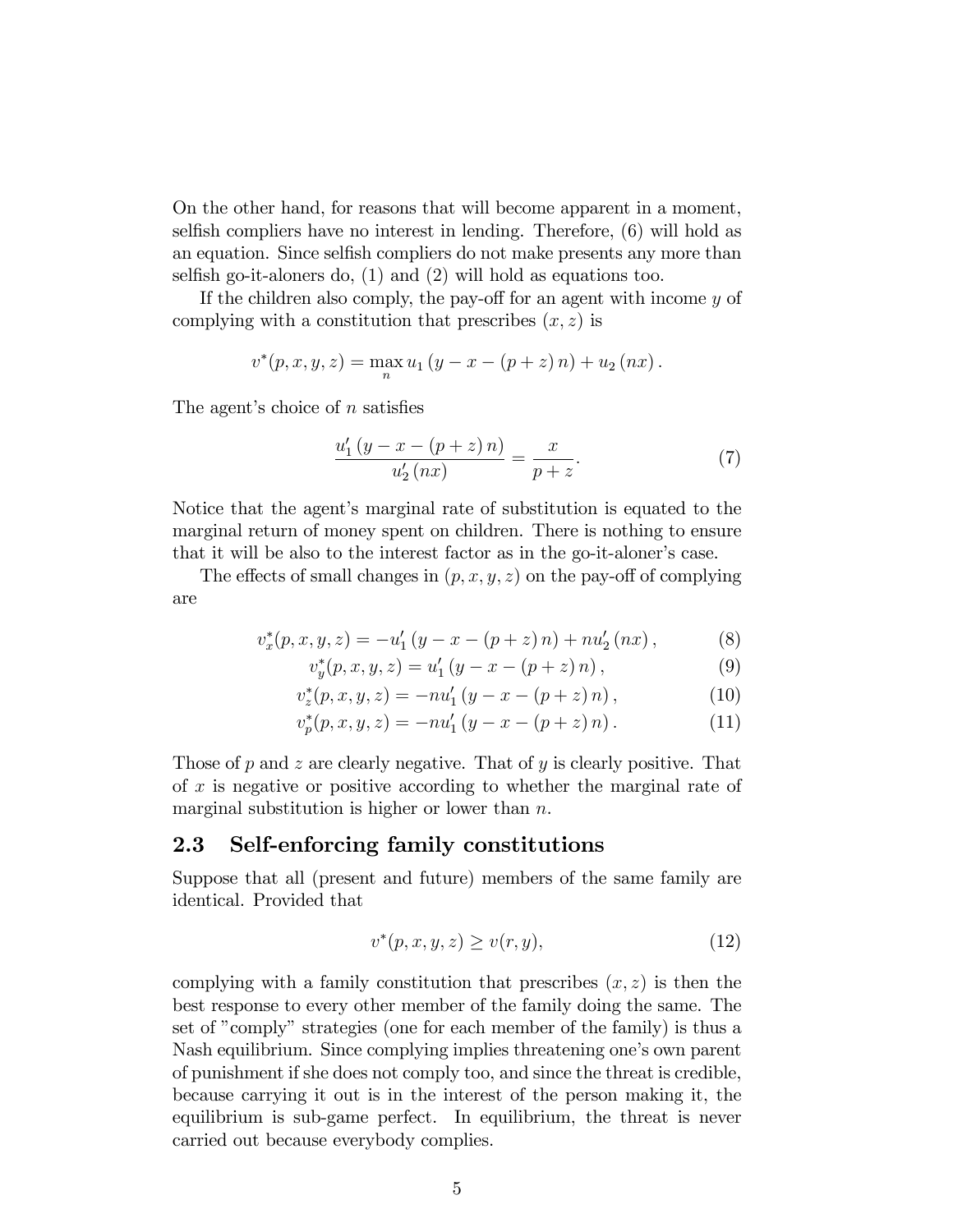On the other hand, for reasons that will become apparent in a moment, selfish compliers have no interest in lending. Therefore, (6) will hold as an equation. Since selfish compliers do not make presents any more than selfish go-it-aloners do, (1) and (2) will hold as equations too.

If the children also comply, the pay-off for an agent with income $y$ of complying with a constitution that prescribes $(x, z)$ is

$$v^*(p, x, y, z) = \max_n u_1 \left(y - x - (p + z)\, n\right) + u_2 \left(nx\right).$$

The agent's choice of $n$ satisfies

$$\frac{u_1' \left(y - x - (p + z)\, n\right)}{u_2' \left(nx\right)} = \frac{x}{p + z}. \tag{7}$$

Notice that the agent's marginal rate of substitution is equated to the marginal return of money spent on children. There is nothing to ensure that it will be also to the interest factor as in the go-it-aloner's case.

The effects of small changes in $(p, x, y, z)$ on the pay-off of complying are

$$v_x^*(p, x, y, z) = -u_1' \left(y - x - (p + z)\, n\right) + nu_2' \left(nx\right), \tag{8}$$

$$v_y^*(p, x, y, z) = u_1' \left(y - x - (p + z)\, n\right), \tag{9}$$

$$v_z^*(p, x, y, z) = -nu_1' \left(y - x - (p + z)\, n\right), \tag{10}$$

$$v_p^*(p, x, y, z) = -nu_1' \left(y - x - (p + z)\, n\right). \tag{11}$$

Those of $p$ and $z$ are clearly negative. That of $y$ is clearly positive. That of $x$ is negative or positive according to whether the marginal rate of marginal substitution is higher or lower than $n$.

## 2.3 Self-enforcing family constitutions

Suppose that all (present and future) members of the same family are identical. Provided that

$$v^*(p, x, y, z) \geq v(r, y), \tag{12}$$

complying with a family constitution that prescribes $(x, z)$ is then the best response to every other member of the family doing the same. The set of "comply" strategies (one for each member of the family) is thus a Nash equilibrium. Since complying implies threatening one's own parent of punishment if she does not comply too, and since the threat is credible, because carrying it out is in the interest of the person making it, the equilibrium is sub-game perfect. In equilibrium, the threat is never carried out because everybody complies.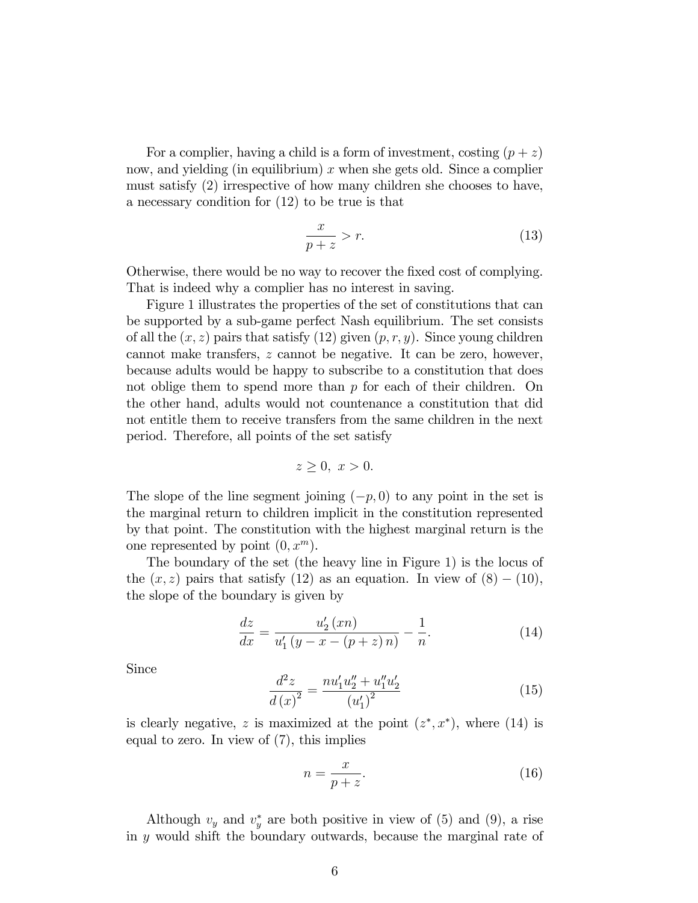For a complier, having a child is a form of investment, costing $(p+z)$ now, and yielding (in equilibrium) $x$ when she gets old. Since a complier must satisfy (2) irrespective of how many children she chooses to have, a necessary condition for (12) to be true is that

$$\frac{x}{p+z} > r. \tag{13}$$

Otherwise, there would be no way to recover the fixed cost of complying. That is indeed why a complier has no interest in saving.

Figure 1 illustrates the properties of the set of constitutions that can be supported by a sub-game perfect Nash equilibrium. The set consists of all the $(x,z)$ pairs that satisfy (12) given $(p,r,y)$. Since young children cannot make transfers, $z$ cannot be negative. It can be zero, however, because adults would be happy to subscribe to a constitution that does not oblige them to spend more than $p$ for each of their children. On the other hand, adults would not countenance a constitution that did not entitle them to receive transfers from the same children in the next period. Therefore, all points of the set satisfy

$$z \geq 0, \; x > 0.$$

The slope of the line segment joining $(-p, 0)$ to any point in the set is the marginal return to children implicit in the constitution represented by that point. The constitution with the highest marginal return is the one represented by point $(0, x^m)$.

The boundary of the set (the heavy line in Figure 1) is the locus of the $(x,z)$ pairs that satisfy (12) as an equation. In view of (8) – (10), the slope of the boundary is given by

$$\frac{dz}{dx} = \frac{u_2'(xn)}{u_1'(y - x - (p+z)n)} - \frac{1}{n}. \tag{14}$$

Since

$$\frac{d^2 z}{d(x)^2} = \frac{n u_1' u_2'' + u_1'' u_2'}{(u_1')^2} \tag{15}$$

is clearly negative, $z$ is maximized at the point $(z^*, x^*)$, where (14) is equal to zero. In view of (7), this implies

$$n = \frac{x}{p+z}. \tag{16}$$

Although $v_y$ and $v_y^*$ are both positive in view of (5) and (9), a rise in $y$ would shift the boundary outwards, because the marginal rate of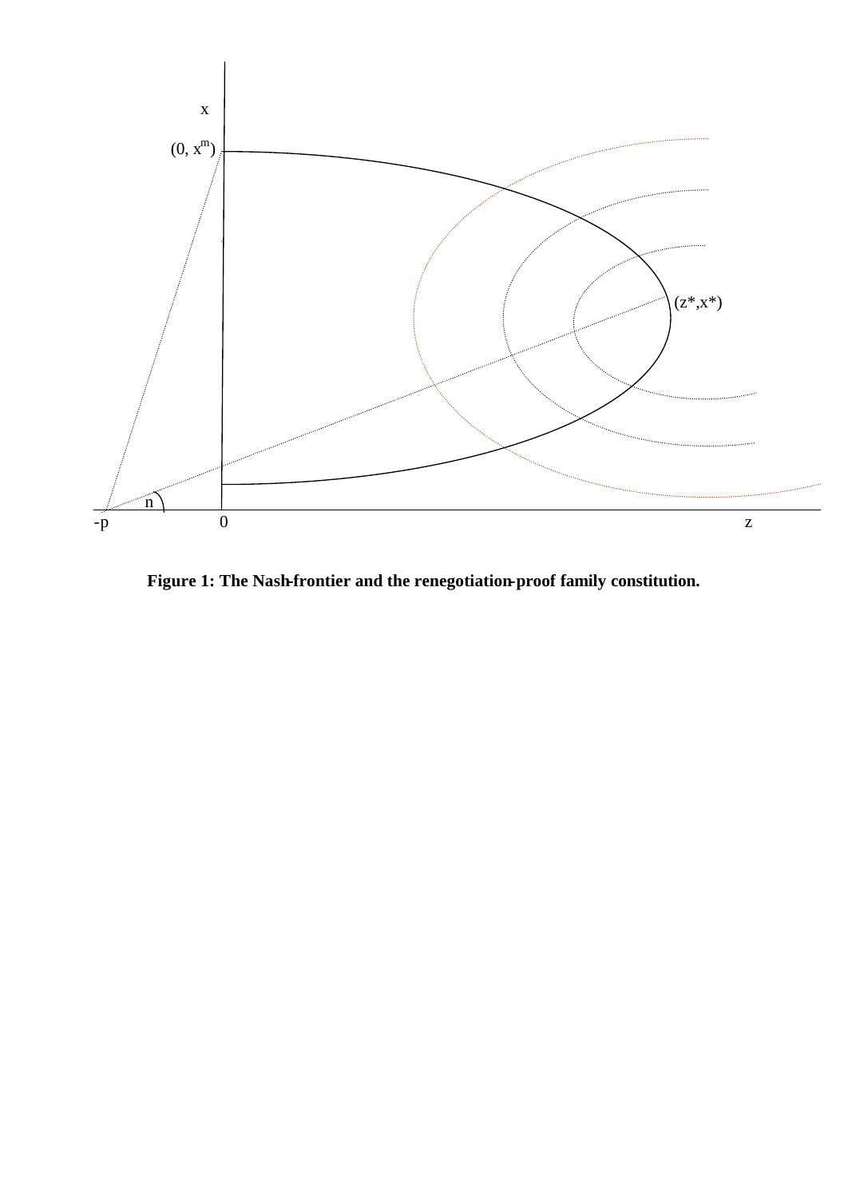**Figure 1: The Nash-frontier and the renegotiation-proof family constitution.**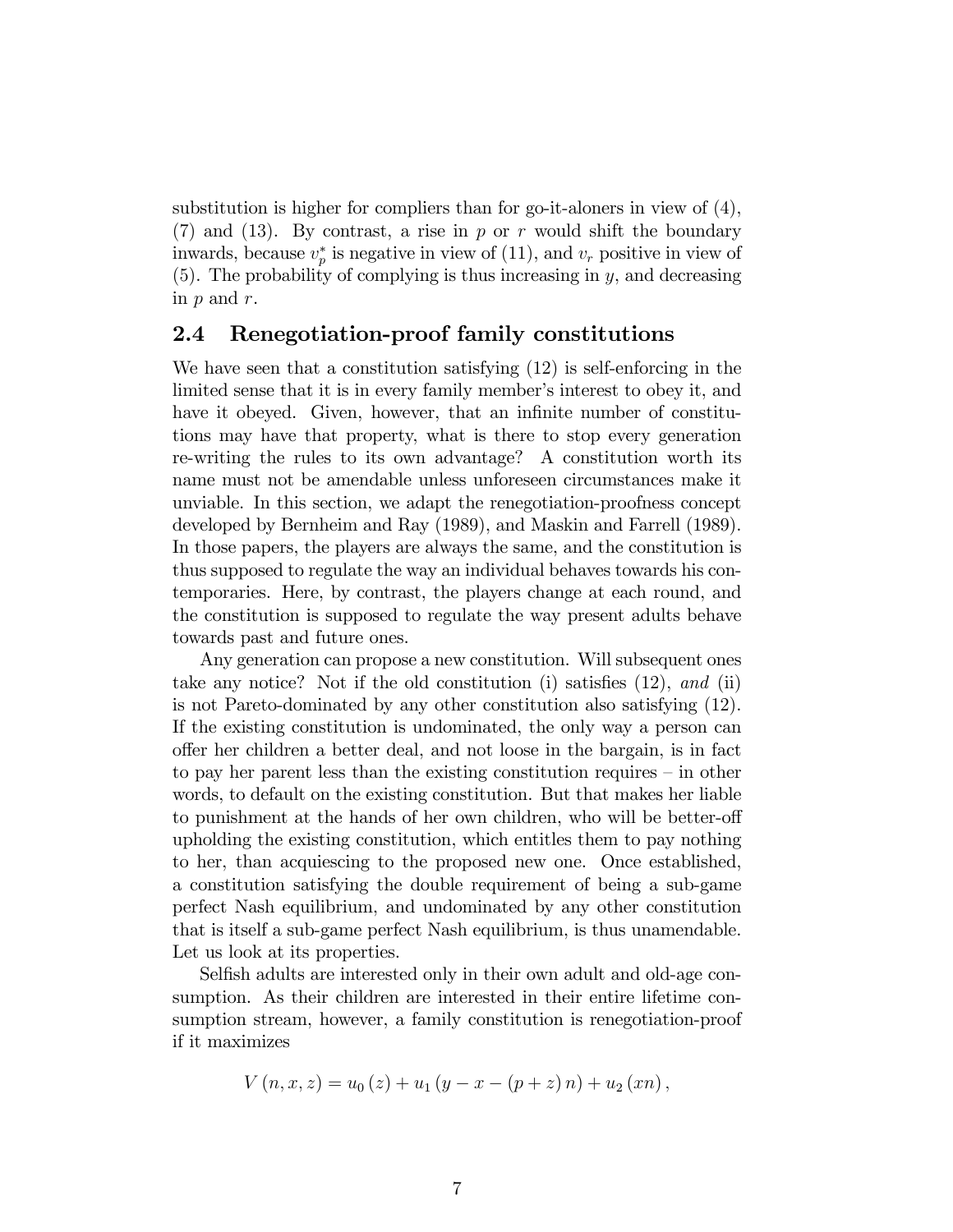substitution is higher for compliers than for go-it-aloners in view of (4), (7) and (13). By contrast, a rise in $p$ or $r$ would shift the boundary inwards, because $v_p^*$ is negative in view of (11), and $v_r$ positive in view of (5). The probability of complying is thus increasing in $y$, and decreasing in $p$ and $r$.

## 2.4 Renegotiation-proof family constitutions

We have seen that a constitution satisfying (12) is self-enforcing in the limited sense that it is in every family member's interest to obey it, and have it obeyed. Given, however, that an infinite number of constitutions may have that property, what is there to stop every generation re-writing the rules to its own advantage? A constitution worth its name must not be amendable unless unforeseen circumstances make it unviable. In this section, we adapt the renegotiation-proofness concept developed by Bernheim and Ray (1989), and Maskin and Farrell (1989). In those papers, the players are always the same, and the constitution is thus supposed to regulate the way an individual behaves towards his contemporaries. Here, by contrast, the players change at each round, and the constitution is supposed to regulate the way present adults behave towards past and future ones.

Any generation can propose a new constitution. Will subsequent ones take any notice? Not if the old constitution (i) satisfies (12), *and* (ii) is not Pareto-dominated by any other constitution also satisfying (12). If the existing constitution is undominated, the only way a person can offer her children a better deal, and not loose in the bargain, is in fact to pay her parent less than the existing constitution requires – in other words, to default on the existing constitution. But that makes her liable to punishment at the hands of her own children, who will be better-off upholding the existing constitution, which entitles them to pay nothing to her, than acquiescing to the proposed new one. Once established, a constitution satisfying the double requirement of being a sub-game perfect Nash equilibrium, and undominated by any other constitution that is itself a sub-game perfect Nash equilibrium, is thus unamendable. Let us look at its properties.

Selfish adults are interested only in their own adult and old-age consumption. As their children are interested in their entire lifetime consumption stream, however, a family constitution is renegotiation-proof if it maximizes

$$V(n,x,z) = u_0(z) + u_1(y - x - (p+z)n) + u_2(xn),$$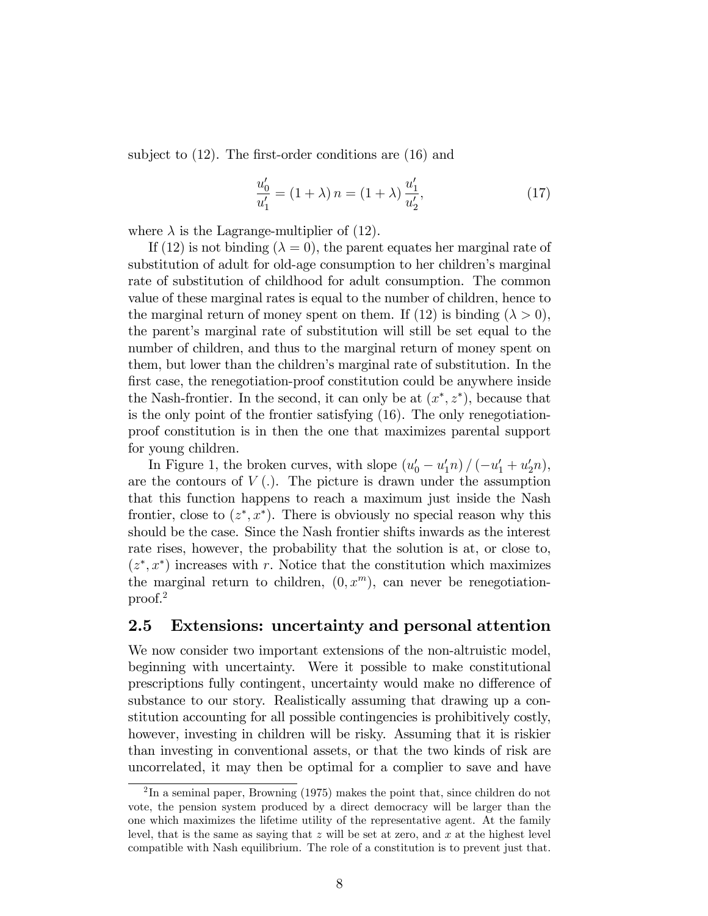subject to (12). The first-order conditions are (16) and

$$\frac{u_0'}{u_1'} = (1+\lambda)\, n = (1+\lambda)\, \frac{u_1'}{u_2'}, \tag{17}$$

where $\lambda$ is the Lagrange-multiplier of (12).

If (12) is not binding ($\lambda = 0$), the parent equates her marginal rate of substitution of adult for old-age consumption to her children's marginal rate of substitution of childhood for adult consumption. The common value of these marginal rates is equal to the number of children, hence to the marginal return of money spent on them. If (12) is binding ($\lambda > 0$), the parent's marginal rate of substitution will still be set equal to the number of children, and thus to the marginal return of money spent on them, but lower than the children's marginal rate of substitution. In the first case, the renegotiation-proof constitution could be anywhere inside the Nash-frontier. In the second, it can only be at $(x^*, z^*)$, because that is the only point of the frontier satisfying (16). The only renegotiation-proof constitution is in then the one that maximizes parental support for young children.

In Figure 1, the broken curves, with slope $(u_0' - u_1' n) / (-u_1' + u_2' n)$, are the contours of $V(.)$. The picture is drawn under the assumption that this function happens to reach a maximum just inside the Nash frontier, close to $(z^*, x^*)$. There is obviously no special reason why this should be the case. Since the Nash frontier shifts inwards as the interest rate rises, however, the probability that the solution is at, or close to, $(z^*, x^*)$ increases with $r$. Notice that the constitution which maximizes the marginal return to children, $(0, x^m)$, can never be renegotiation-proof.[2]

## 2.5 Extensions: uncertainty and personal attention

We now consider two important extensions of the non-altruistic model, beginning with uncertainty. Were it possible to make constitutional prescriptions fully contingent, uncertainty would make no difference of substance to our story. Realistically assuming that drawing up a constitution accounting for all possible contingencies is prohibitively costly, however, investing in children will be risky. Assuming that it is riskier than investing in conventional assets, or that the two kinds of risk are uncorrelated, it may then be optimal for a complier to save and have

[2] In a seminal paper, Browning (1975) makes the point that, since children do not vote, the pension system produced by a direct democracy will be larger than the one which maximizes the lifetime utility of the representative agent. At the family level, that is the same as saying that $z$ will be set at zero, and $x$ at the highest level compatible with Nash equilibrium. The role of a constitution is to prevent just that.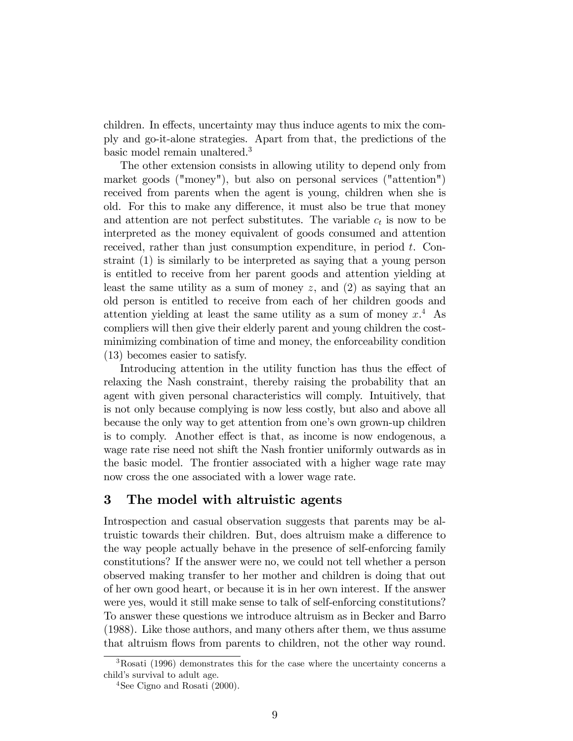children. In effects, uncertainty may thus induce agents to mix the comply and go-it-alone strategies. Apart from that, the predictions of the basic model remain unaltered.[3]

The other extension consists in allowing utility to depend only from market goods ("money"), but also on personal services ("attention") received from parents when the agent is young, children when she is old. For this to make any difference, it must also be true that money and attention are not perfect substitutes. The variable $c_t$ is now to be interpreted as the money equivalent of goods consumed and attention received, rather than just consumption expenditure, in period $t$. Constraint (1) is similarly to be interpreted as saying that a young person is entitled to receive from her parent goods and attention yielding at least the same utility as a sum of money $z$, and (2) as saying that an old person is entitled to receive from each of her children goods and attention yielding at least the same utility as a sum of money $x$.[4] As compliers will then give their elderly parent and young children the cost-minimizing combination of time and money, the enforceability condition (13) becomes easier to satisfy.

Introducing attention in the utility function has thus the effect of relaxing the Nash constraint, thereby raising the probability that an agent with given personal characteristics will comply. Intuitively, that is not only because complying is now less costly, but also and above all because the only way to get attention from one's own grown-up children is to comply. Another effect is that, as income is now endogenous, a wage rate rise need not shift the Nash frontier uniformly outwards as in the basic model. The frontier associated with a higher wage rate may now cross the one associated with a lower wage rate.

## 3 The model with altruistic agents

Introspection and casual observation suggests that parents may be altruistic towards their children. But, does altruism make a difference to the way people actually behave in the presence of self-enforcing family constitutions? If the answer were no, we could not tell whether a person observed making transfer to her mother and children is doing that out of her own good heart, or because it is in her own interest. If the answer were yes, would it still make sense to talk of self-enforcing constitutions? To answer these questions we introduce altruism as in Becker and Barro (1988). Like those authors, and many others after them, we thus assume that altruism flows from parents to children, not the other way round.

[3] Rosati (1996) demonstrates this for the case where the uncertainty concerns a child's survival to adult age.

[4] See Cigno and Rosati (2000).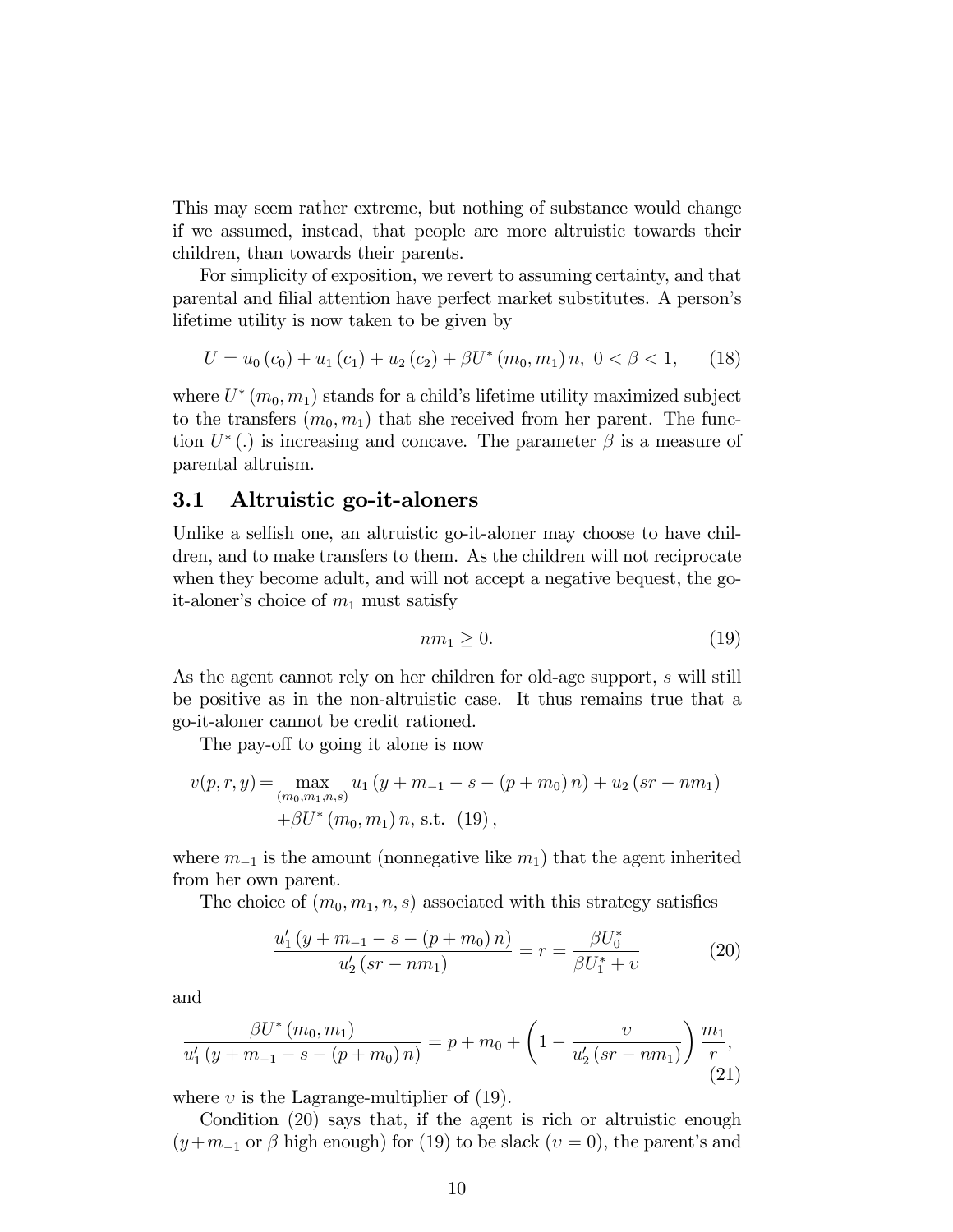This may seem rather extreme, but nothing of substance would change if we assumed, instead, that people are more altruistic towards their children, than towards their parents.

For simplicity of exposition, we revert to assuming certainty, and that parental and filial attention have perfect market substitutes. A person's lifetime utility is now taken to be given by

$$U = u_0(c_0) + u_1(c_1) + u_2(c_2) + \beta U^*(m_0, m_1)\, n, \ 0 < \beta < 1, \tag{18}$$

where $U^*(m_0, m_1)$ stands for a child's lifetime utility maximized subject to the transfers $(m_0, m_1)$ that she received from her parent. The function $U^*(.)$ is increasing and concave. The parameter $\beta$ is a measure of parental altruism.

## 3.1 Altruistic go-it-aloners

Unlike a selfish one, an altruistic go-it-aloner may choose to have children, and to make transfers to them. As the children will not reciprocate when they become adult, and will not accept a negative bequest, the go-it-aloner's choice of $m_1$ must satisfy

$$nm_1 \geq 0. \tag{19}$$

As the agent cannot rely on her children for old-age support, $s$ will still be positive as in the non-altruistic case. It thus remains true that a go-it-aloner cannot be credit rationed.

The pay-off to going it alone is now

$$\begin{aligned} v(p, r, y) = & \max_{(m_0, m_1, n, s)} u_1(y + m_{-1} - s - (p + m_0)\, n) + u_2(sr - nm_1) \\ & + \beta U^*(m_0, m_1)\, n, \text{ s.t. } (19), \end{aligned}$$

where $m_{-1}$ is the amount (nonnegative like $m_1$) that the agent inherited from her own parent.

The choice of $(m_0, m_1, n, s)$ associated with this strategy satisfies

$$\frac{u_1'(y + m_{-1} - s - (p + m_0)\, n)}{u_2'(sr - nm_1)} = r = \frac{\beta U_0^*}{\beta U_1^* + \upsilon} \tag{20}$$

and

$$\frac{\beta U^*(m_0, m_1)}{u_1'(y + m_{-1} - s - (p + m_0)\, n)} = p + m_0 + \left(1 - \frac{\upsilon}{u_2'(sr - nm_1)}\right)\frac{m_1}{r}, \tag{21}$$

where $\upsilon$ is the Lagrange-multiplier of (19).

Condition (20) says that, if the agent is rich or altruistic enough ($y + m_{-1}$ or $\beta$ high enough) for (19) to be slack ($\upsilon = 0$), the parent's and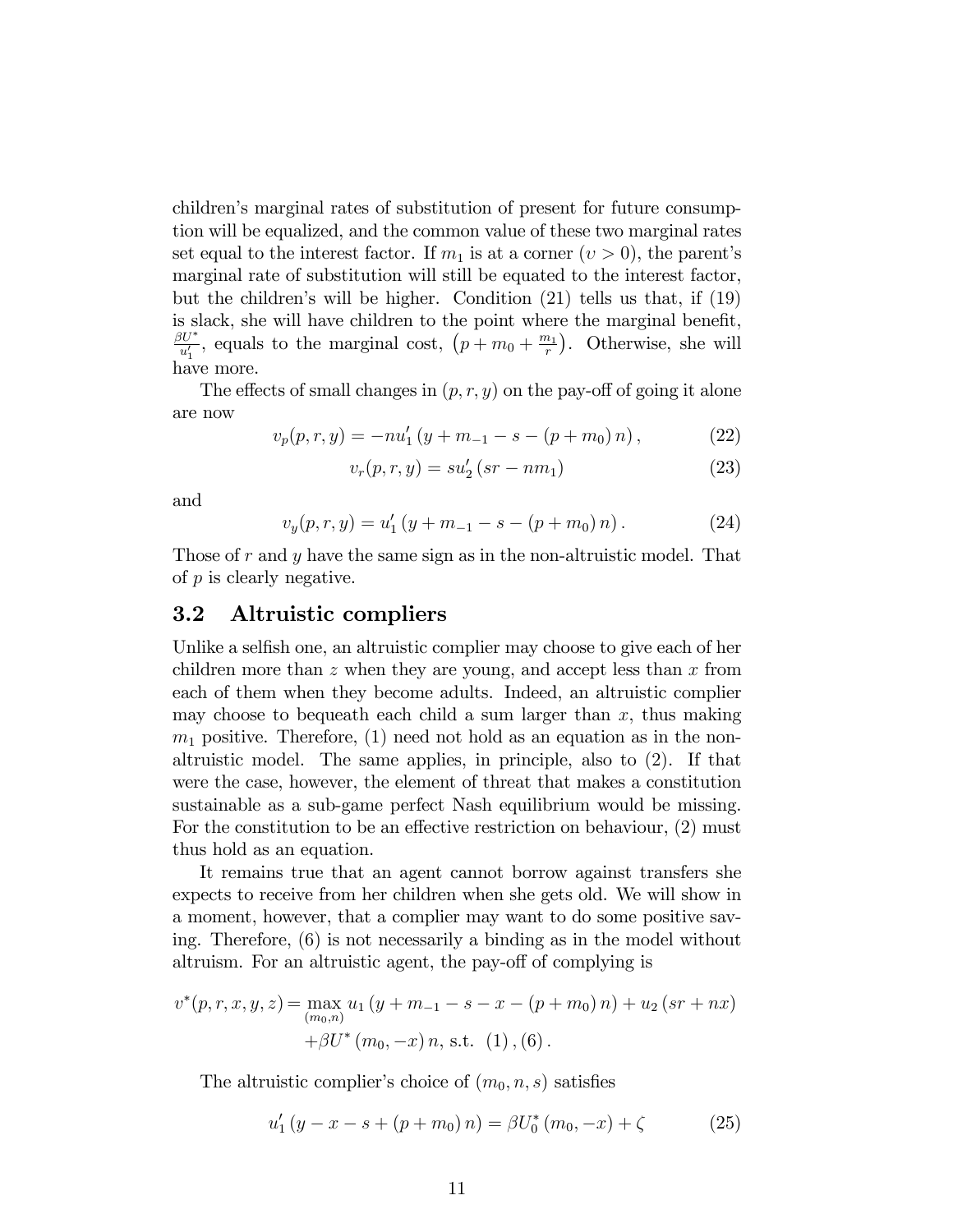children's marginal rates of substitution of present for future consumption will be equalized, and the common value of these two marginal rates set equal to the interest factor. If $m_1$ is at a corner ($\upsilon > 0$), the parent's marginal rate of substitution will still be equated to the interest factor, but the children's will be higher. Condition (21) tells us that, if (19) is slack, she will have children to the point where the marginal benefit, $\frac{\beta U^*}{u_1'}$, equals to the marginal cost, $\left(p + m_0 + \frac{m_1}{r}\right)$. Otherwise, she will have more.

The effects of small changes in $(p, r, y)$ on the pay-off of going it alone are now

$$v_p(p, r, y) = -nu_1'\left(y + m_{-1} - s - (p + m_0)\, n\right), \tag{22}$$

$$v_r(p, r, y) = su_2'\left(sr - nm_1\right) \tag{23}$$

and

$$v_y(p, r, y) = u_1'\left(y + m_{-1} - s - (p + m_0)\, n\right). \tag{24}$$

Those of $r$ and $y$ have the same sign as in the non-altruistic model. That of $p$ is clearly negative.

### 3.2 Altruistic compliers

Unlike a selfish one, an altruistic complier may choose to give each of her children more than $z$ when they are young, and accept less than $x$ from each of them when they become adults. Indeed, an altruistic complier may choose to bequeath each child a sum larger than $x$, thus making $m_1$ positive. Therefore, (1) need not hold as an equation as in the non-altruistic model. The same applies, in principle, also to (2). If that were the case, however, the element of threat that makes a constitution sustainable as a sub-game perfect Nash equilibrium would be missing. For the constitution to be an effective restriction on behaviour, (2) must thus hold as an equation.

It remains true that an agent cannot borrow against transfers she expects to receive from her children when she gets old. We will show in a moment, however, that a complier may want to do some positive saving. Therefore, (6) is not necessarily a binding as in the model without altruism. For an altruistic agent, the pay-off of complying is

$$v^*(p, r, x, y, z) = \max_{(m_0, n)} u_1\left(y + m_{-1} - s - x - (p + m_0)\, n\right) + u_2\left(sr + nx\right)$$
$$+ \beta U^*\left(m_0, -x\right) n, \text{ s.t. } (1)\,, (6)\,.$$

The altruistic complier's choice of $(m_0, n, s)$ satisfies

$$u_1'\left(y - x - s + (p + m_0)\, n\right) = \beta U_0^*\left(m_0, -x\right) + \zeta \tag{25}$$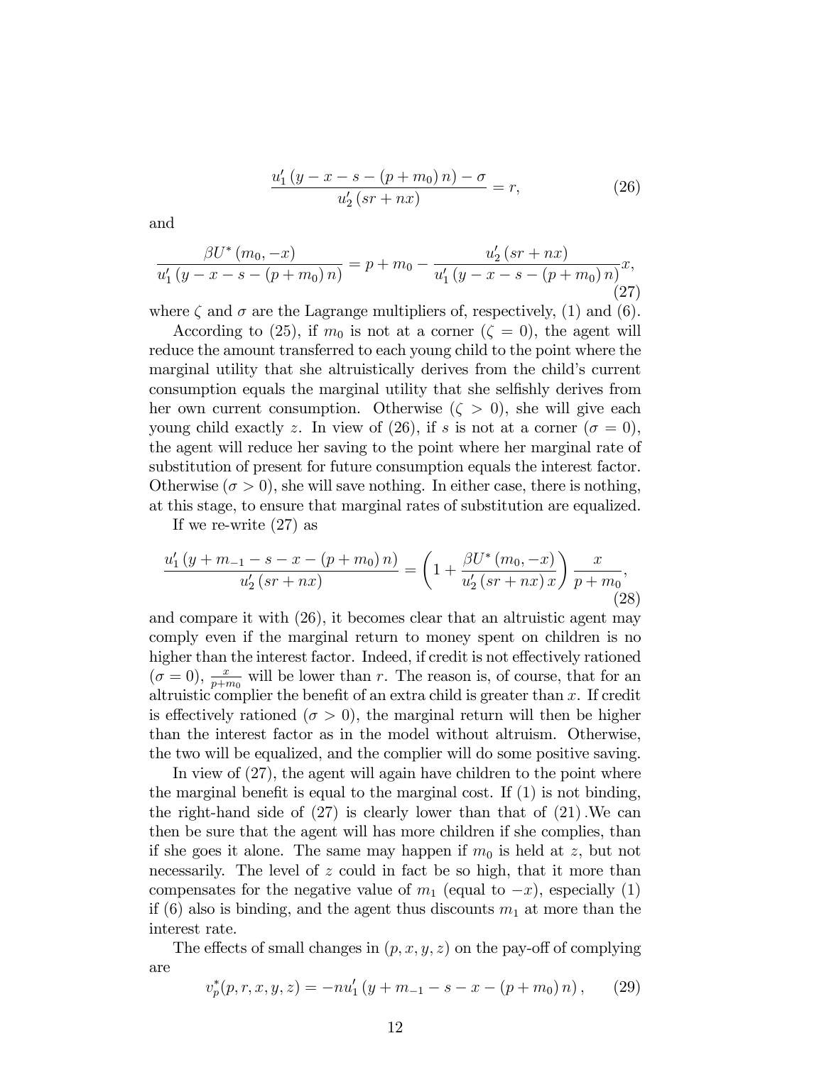$$\frac{u_1'\left(y-x-s-\left(p+m_0\right)n\right)-\sigma}{u_2'\left(sr+nx\right)}=r, \tag{26}$$

and

$$\frac{\beta U^*\left(m_0,-x\right)}{u_1'\left(y-x-s-\left(p+m_0\right)n\right)}=p+m_0-\frac{u_2'\left(sr+nx\right)}{u_1'\left(y-x-s-\left(p+m_0\right)n\right)}x, \tag{27}$$

where $\zeta$ and $\sigma$ are the Lagrange multipliers of, respectively, (1) and (6).

According to (25), if $m_0$ is not at a corner ($\zeta=0$), the agent will reduce the amount transferred to each young child to the point where the marginal utility that she altruistically derives from the child's current consumption equals the marginal utility that she selfishly derives from her own current consumption. Otherwise ($\zeta>0$), she will give each young child exactly $z$. In view of (26), if $s$ is not at a corner ($\sigma=0$), the agent will reduce her saving to the point where her marginal rate of substitution of present for future consumption equals the interest factor. Otherwise ($\sigma>0$), she will save nothing. In either case, there is nothing, at this stage, to ensure that marginal rates of substitution are equalized.

If we re-write (27) as

$$\frac{u_1'\left(y+m_{-1}-s-x-\left(p+m_0\right)n\right)}{u_2'\left(sr+nx\right)}=\left(1+\frac{\beta U^*\left(m_0,-x\right)}{u_2'\left(sr+nx\right)x}\right)\frac{x}{p+m_0}, \tag{28}$$

and compare it with (26), it becomes clear that an altruistic agent may comply even if the marginal return to money spent on children is no higher than the interest factor. Indeed, if credit is not effectively rationed ($\sigma=0$), $\frac{x}{p+m_0}$ will be lower than $r$. The reason is, of course, that for an altruistic complier the benefit of an extra child is greater than $x$. If credit is effectively rationed ($\sigma>0$), the marginal return will then be higher than the interest factor as in the model without altruism. Otherwise, the two will be equalized, and the complier will do some positive saving.

In view of (27), the agent will again have children to the point where the marginal benefit is equal to the marginal cost. If (1) is not binding, the right-hand side of (27) is clearly lower than that of (21).We can then be sure that the agent will has more children if she complies, than if she goes it alone. The same may happen if $m_0$ is held at $z$, but not necessarily. The level of $z$ could in fact be so high, that it more than compensates for the negative value of $m_1$ (equal to $-x$), especially (1) if (6) also is binding, and the agent thus discounts $m_1$ at more than the interest rate.

The effects of small changes in $(p,x,y,z)$ on the pay-off of complying are

$$v_p^*(p,r,x,y,z)=-nu_1'\left(y+m_{-1}-s-x-\left(p+m_0\right)n\right), \tag{29}$$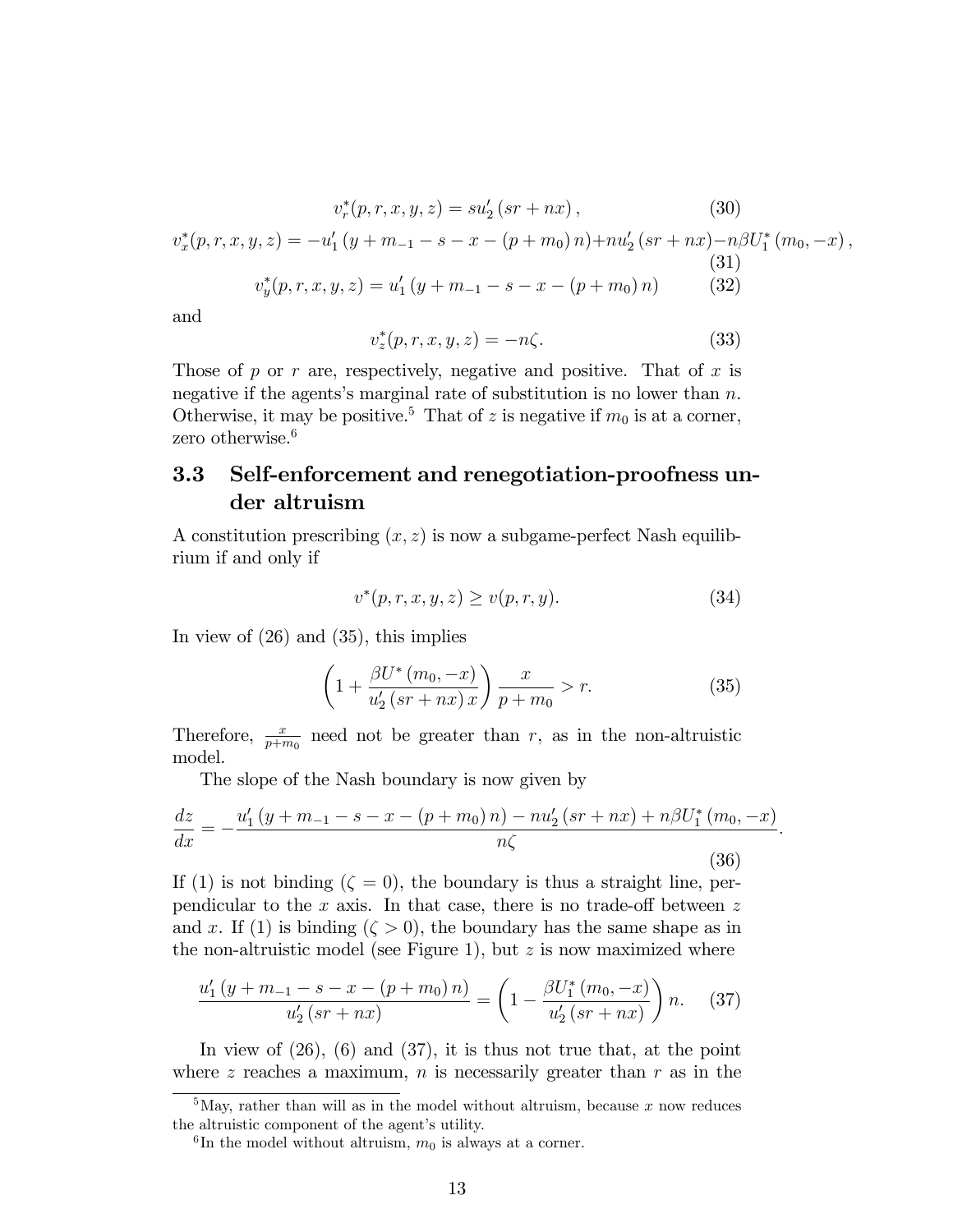$$v_r^*(p,r,x,y,z) = su_2'(sr+nx), \tag{30}$$

$$v_x^*(p,r,x,y,z) = -u_1'(y+m_{-1}-s-x-(p+m_0)n) + nu_2'(sr+nx) - n\beta U_1^*(m_0,-x), \tag{31}$$

$$v_y^*(p,r,x,y,z) = u_1'(y+m_{-1}-s-x-(p+m_0)n) \tag{32}$$

and

$$v_z^*(p,r,x,y,z) = -n\zeta. \tag{33}$$

Those of $p$ or $r$ are, respectively, negative and positive. That of $x$ is negative if the agents's marginal rate of substitution is no lower than $n$. Otherwise, it may be positive.[5] That of $z$ is negative if $m_0$ is at a corner, zero otherwise.[6]

### 3.3 Self-enforcement and renegotiation-proofness under altruism

A constitution prescribing $(x,z)$ is now a subgame-perfect Nash equilibrium if and only if

$$v^*(p,r,x,y,z) \geq v(p,r,y). \tag{34}$$

In view of (26) and (35), this implies

$$\left(1+\frac{\beta U^*(m_0,-x)}{u_2'(sr+nx)\,x}\right)\frac{x}{p+m_0} > r. \tag{35}$$

Therefore, $\frac{x}{p+m_0}$ need not be greater than $r$, as in the non-altruistic model.

The slope of the Nash boundary is now given by

$$\frac{dz}{dx} = -\frac{u_1'(y+m_{-1}-s-x-(p+m_0)n) - nu_2'(sr+nx) + n\beta U_1^*(m_0,-x)}{n\zeta}. \tag{36}$$

If (1) is not binding ($\zeta = 0$), the boundary is thus a straight line, perpendicular to the $x$ axis. In that case, there is no trade-off between $z$ and $x$. If (1) is binding ($\zeta > 0$), the boundary has the same shape as in the non-altruistic model (see Figure 1), but $z$ is now maximized where

$$\frac{u_1'(y+m_{-1}-s-x-(p+m_0)n)}{u_2'(sr+nx)} = \left(1-\frac{\beta U_1^*(m_0,-x)}{u_2'(sr+nx)}\right)n. \tag{37}$$

In view of (26), (6) and (37), it is thus not true that, at the point where $z$ reaches a maximum, $n$ is necessarily greater than $r$ as in the

[5] May, rather than will as in the model without altruism, because $x$ now reduces the altruistic component of the agent's utility.

[6] In the model without altruism, $m_0$ is always at a corner.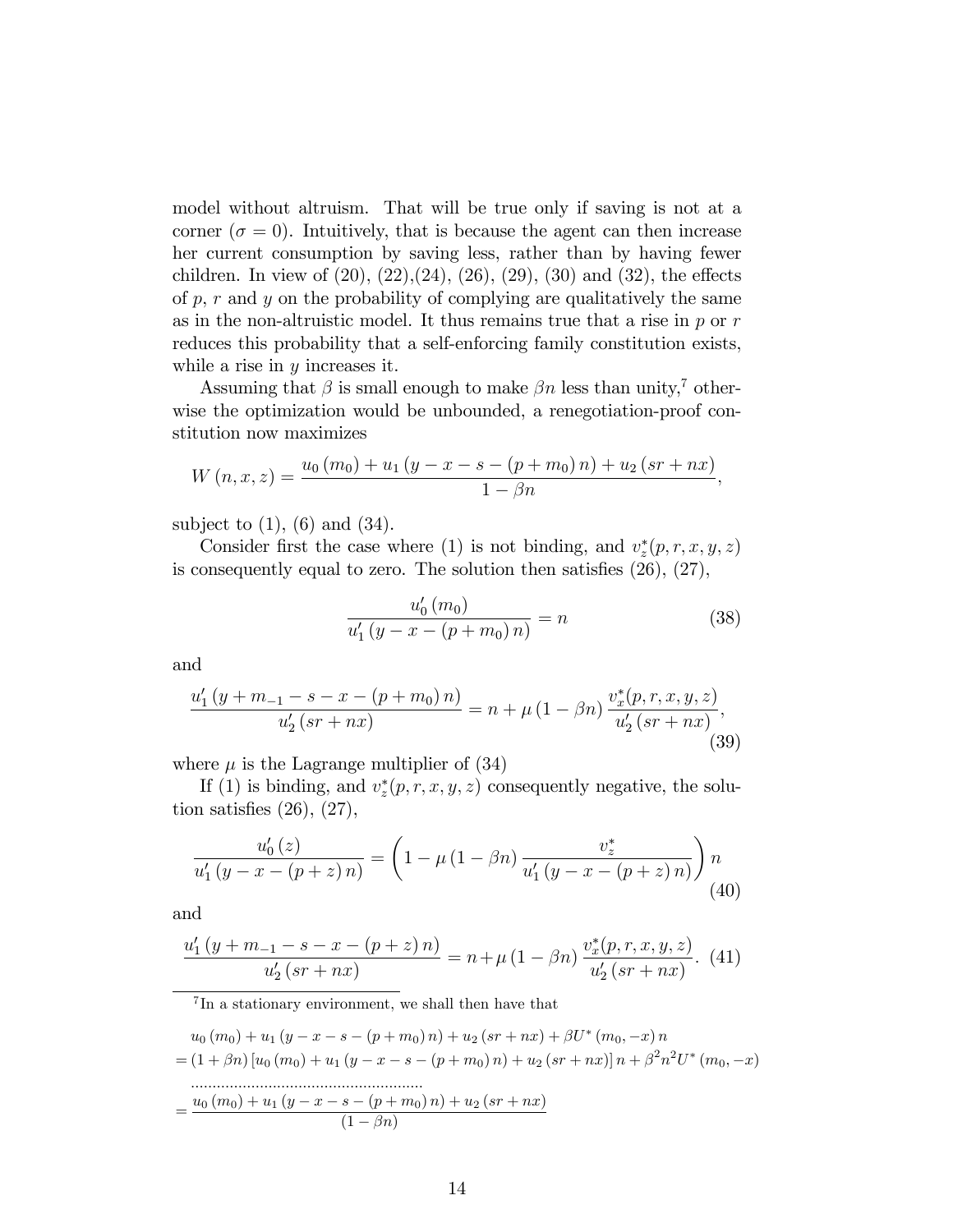model without altruism. That will be true only if saving is not at a corner ($\sigma = 0$). Intuitively, that is because the agent can then increase her current consumption by saving less, rather than by having fewer children. In view of (20), (22),(24), (26), (29), (30) and (32), the effects of $p$, $r$ and $y$ on the probability of complying are qualitatively the same as in the non-altruistic model. It thus remains true that a rise in $p$ or $r$ reduces this probability that a self-enforcing family constitution exists, while a rise in $y$ increases it.

Assuming that $\beta$ is small enough to make $\beta n$ less than unity,[7] otherwise the optimization would be unbounded, a renegotiation-proof constitution now maximizes

$$W(n, x, z) = \frac{u_0(m_0) + u_1(y - x - s - (p + m_0)n) + u_2(sr + nx)}{1 - \beta n},$$

subject to (1), (6) and (34).

Consider first the case where (1) is not binding, and $v_z^*(p, r, x, y, z)$ is consequently equal to zero. The solution then satisfies (26), (27),

$$\frac{u_0'(m_0)}{u_1'(y - x - (p + m_0)n)} = n \tag{38}$$

and

$$\frac{u_1'(y + m_{-1} - s - x - (p + m_0)n)}{u_2'(sr + nx)} = n + \mu(1 - \beta n)\frac{v_x^*(p, r, x, y, z)}{u_2'(sr + nx)}, \tag{39}$$

where $\mu$ is the Lagrange multiplier of (34)

If (1) is binding, and $v_z^*(p, r, x, y, z)$ consequently negative, the solution satisfies (26), (27),

$$\frac{u_0'(z)}{u_1'(y - x - (p + z)n)} = \left(1 - \mu(1 - \beta n)\frac{v_z^*}{u_1'(y - x - (p + z)n)}\right)n \tag{40}$$

and

$$\frac{u_1'(y + m_{-1} - s - x - (p + z)n)}{u_2'(sr + nx)} = n + \mu(1 - \beta n)\frac{v_x^*(p, r, x, y, z)}{u_2'(sr + nx)}. \tag{41}$$

---

[7] In a stationary environment, we shall then have that

$$u_0(m_0) + u_1(y - x - s - (p + m_0)n) + u_2(sr + nx) + \beta U^*(m_0, -x)n$$
$$= (1 + \beta n)[u_0(m_0) + u_1(y - x - s - (p + m_0)n) + u_2(sr + nx)]n + \beta^2 n^2 U^*(m_0, -x)$$
$$\ldots\ldots\ldots\ldots\ldots\ldots\ldots\ldots\ldots\ldots\ldots\ldots\ldots\ldots\ldots\ldots$$
$$= \frac{u_0(m_0) + u_1(y - x - s - (p + m_0)n) + u_2(sr + nx)}{(1 - \beta n)}$$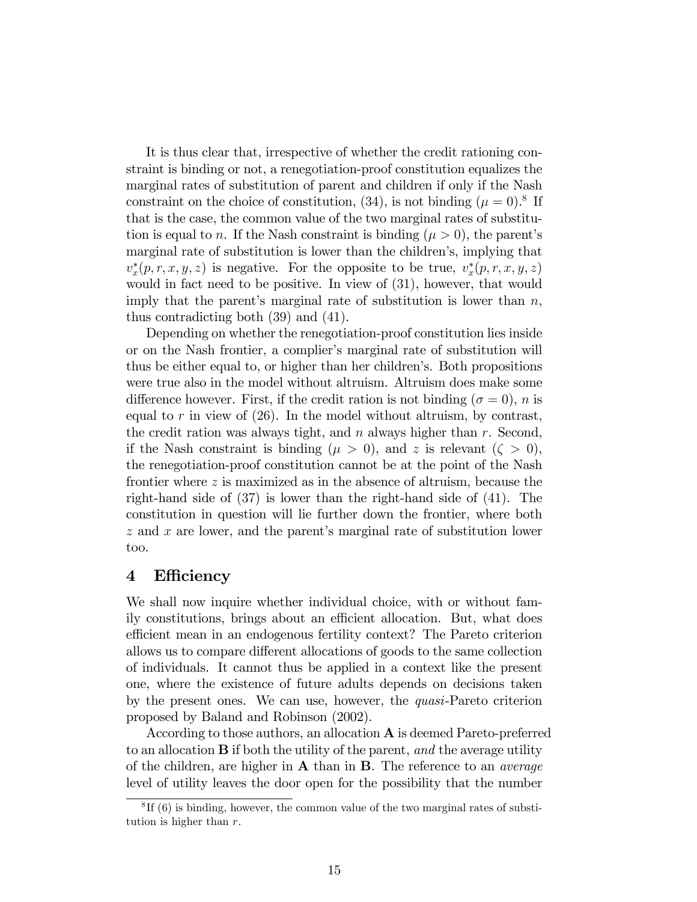It is thus clear that, irrespective of whether the credit rationing constraint is binding or not, a renegotiation-proof constitution equalizes the marginal rates of substitution of parent and children if only if the Nash constraint on the choice of constitution, (34), is not binding ($\mu = 0$).[8] If that is the case, the common value of the two marginal rates of substitution is equal to $n$. If the Nash constraint is binding ($\mu > 0$), the parent's marginal rate of substitution is lower than the children's, implying that $v_x^*(p, r, x, y, z)$ is negative. For the opposite to be true, $v_x^*(p, r, x, y, z)$ would in fact need to be positive. In view of (31), however, that would imply that the parent's marginal rate of substitution is lower than $n$, thus contradicting both (39) and (41).

Depending on whether the renegotiation-proof constitution lies inside or on the Nash frontier, a complier's marginal rate of substitution will thus be either equal to, or higher than her children's. Both propositions were true also in the model without altruism. Altruism does make some difference however. First, if the credit ration is not binding ($\sigma = 0$), $n$ is equal to $r$ in view of (26). In the model without altruism, by contrast, the credit ration was always tight, and $n$ always higher than $r$. Second, if the Nash constraint is binding ($\mu > 0$), and $z$ is relevant ($\zeta > 0$), the renegotiation-proof constitution cannot be at the point of the Nash frontier where $z$ is maximized as in the absence of altruism, because the right-hand side of (37) is lower than the right-hand side of (41). The constitution in question will lie further down the frontier, where both $z$ and $x$ are lower, and the parent's marginal rate of substitution lower too.

## 4 Efficiency

We shall now inquire whether individual choice, with or without family constitutions, brings about an efficient allocation. But, what does efficient mean in an endogenous fertility context? The Pareto criterion allows us to compare different allocations of goods to the same collection of individuals. It cannot thus be applied in a context like the present one, where the existence of future adults depends on decisions taken by the present ones. We can use, however, the *quasi*-Pareto criterion proposed by Baland and Robinson (2002).

According to those authors, an allocation **A** is deemed Pareto-preferred to an allocation **B** if both the utility of the parent, *and* the average utility of the children, are higher in **A** than in **B**. The reference to an *average* level of utility leaves the door open for the possibility that the number

[8] If (6) is binding, however, the common value of the two marginal rates of substitution is higher than $r$.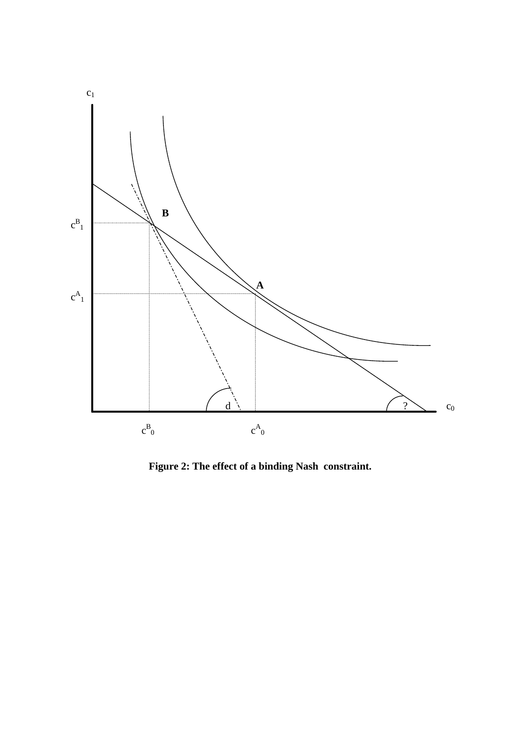**Figure 2: The effect of a binding Nash constraint.**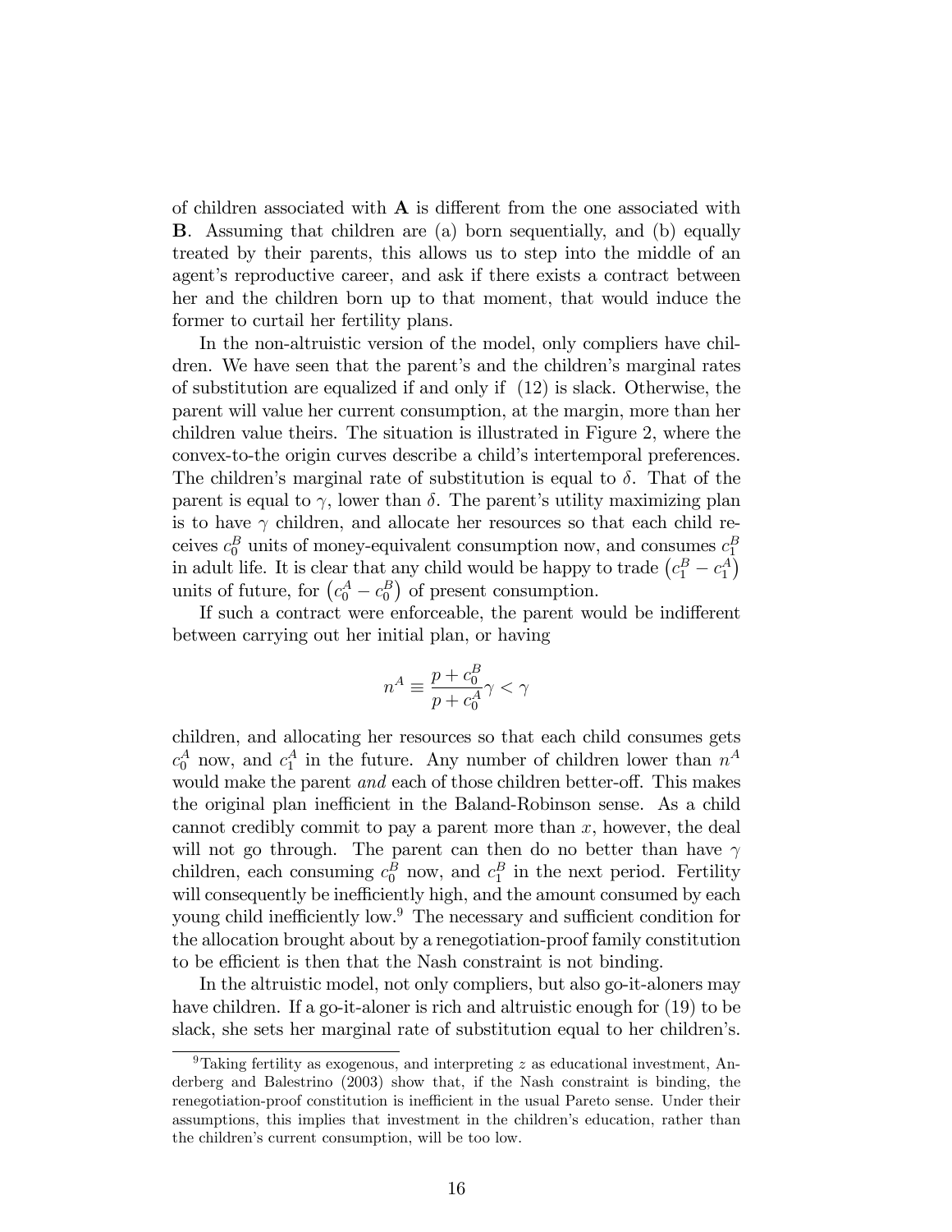of children associated with **A** is different from the one associated with **B**. Assuming that children are (a) born sequentially, and (b) equally treated by their parents, this allows us to step into the middle of an agent's reproductive career, and ask if there exists a contract between her and the children born up to that moment, that would induce the former to curtail her fertility plans.

In the non-altruistic version of the model, only compliers have children. We have seen that the parent's and the children's marginal rates of substitution are equalized if and only if (12) is slack. Otherwise, the parent will value her current consumption, at the margin, more than her children value theirs. The situation is illustrated in Figure 2, where the convex-to-the origin curves describe a child's intertemporal preferences. The children's marginal rate of substitution is equal to $\delta$. That of the parent is equal to $\gamma$, lower than $\delta$. The parent's utility maximizing plan is to have $\gamma$ children, and allocate her resources so that each child receives $c_0^B$ units of money-equivalent consumption now, and consumes $c_1^B$ in adult life. It is clear that any child would be happy to trade $\left(c_1^B - c_1^A\right)$ units of future, for $\left(c_0^A - c_0^B\right)$ of present consumption.

If such a contract were enforceable, the parent would be indifferent between carrying out her initial plan, or having

$$n^A \equiv \frac{p + c_0^B}{p + c_0^A}\gamma < \gamma$$

children, and allocating her resources so that each child consumes gets $c_0^A$ now, and $c_1^A$ in the future. Any number of children lower than $n^A$ would make the parent *and* each of those children better-off. This makes the original plan inefficient in the Baland-Robinson sense. As a child cannot credibly commit to pay a parent more than $x$, however, the deal will not go through. The parent can then do no better than have $\gamma$ children, each consuming $c_0^B$ now, and $c_1^B$ in the next period. Fertility will consequently be inefficiently high, and the amount consumed by each young child inefficiently low.[9] The necessary and sufficient condition for the allocation brought about by a renegotiation-proof family constitution to be efficient is then that the Nash constraint is not binding.

In the altruistic model, not only compliers, but also go-it-aloners may have children. If a go-it-aloner is rich and altruistic enough for (19) to be slack, she sets her marginal rate of substitution equal to her children's.

[9] Taking fertility as exogenous, and interpreting $z$ as educational investment, Anderberg and Balestrino (2003) show that, if the Nash constraint is binding, the renegotiation-proof constitution is inefficient in the usual Pareto sense. Under their assumptions, this implies that investment in the children's education, rather than the children's current consumption, will be too low.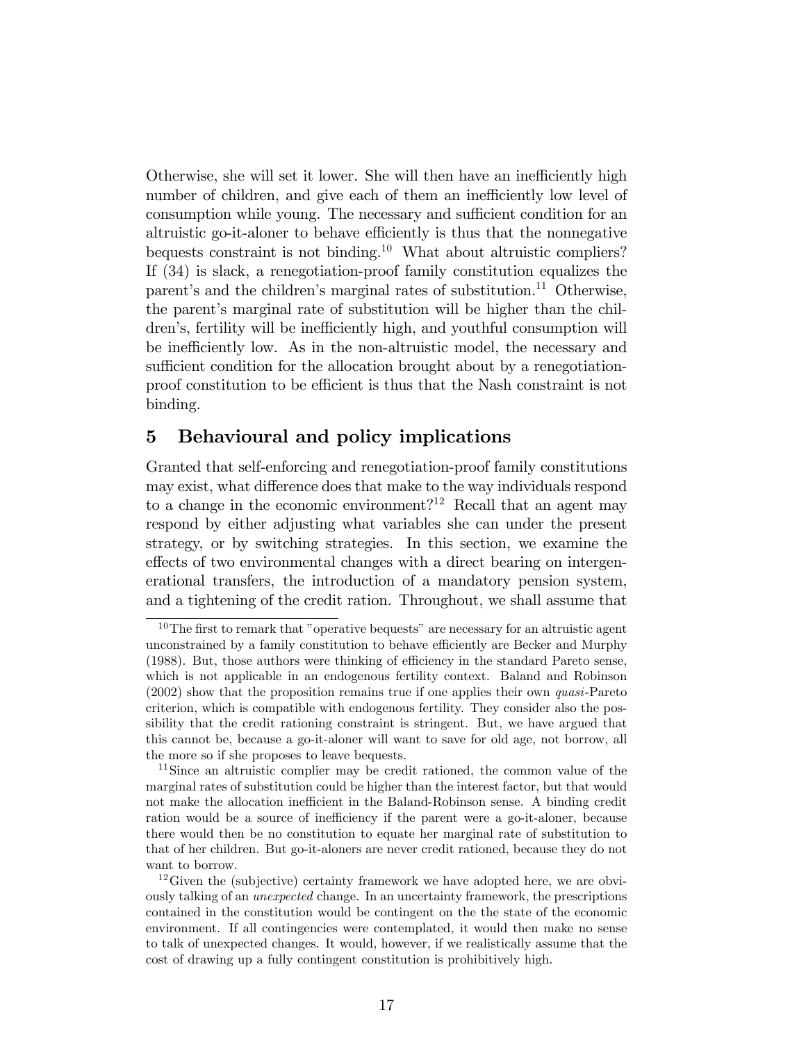Otherwise, she will set it lower. She will then have an inefficiently high number of children, and give each of them an inefficiently low level of consumption while young. The necessary and sufficient condition for an altruistic go-it-aloner to behave efficiently is thus that the nonnegative bequests constraint is not binding.[10] What about altruistic compliers? If (34) is slack, a renegotiation-proof family constitution equalizes the parent's and the children's marginal rates of substitution.[11] Otherwise, the parent's marginal rate of substitution will be higher than the children's, fertility will be inefficiently high, and youthful consumption will be inefficiently low. As in the non-altruistic model, the necessary and sufficient condition for the allocation brought about by a renegotiation-proof constitution to be efficient is thus that the Nash constraint is not binding.

## 5 Behavioural and policy implications

Granted that self-enforcing and renegotiation-proof family constitutions may exist, what difference does that make to the way individuals respond to a change in the economic environment?[12] Recall that an agent may respond by either adjusting what variables she can under the present strategy, or by switching strategies. In this section, we examine the effects of two environmental changes with a direct bearing on intergenerational transfers, the introduction of a mandatory pension system, and a tightening of the credit ration. Throughout, we shall assume that

---

[10] The first to remark that "operative bequests" are necessary for an altruistic agent unconstrained by a family constitution to behave efficiently are Becker and Murphy (1988). But, those authors were thinking of efficiency in the standard Pareto sense, which is not applicable in an endogenous fertility context. Baland and Robinson (2002) show that the proposition remains true if one applies their own *quasi*-Pareto criterion, which is compatible with endogenous fertility. They consider also the possibility that the credit rationing constraint is stringent. But, we have argued that this cannot be, because a go-it-aloner will want to save for old age, not borrow, all the more so if she proposes to leave bequests.

[11] Since an altruistic complier may be credit rationed, the common value of the marginal rates of substitution could be higher than the interest factor, but that would not make the allocation inefficient in the Baland-Robinson sense. A binding credit ration would be a source of inefficiency if the parent were a go-it-aloner, because there would then be no constitution to equate her marginal rate of substitution to that of her children. But go-it-aloners are never credit rationed, because they do not want to borrow.

[12] Given the (subjective) certainty framework we have adopted here, we are obviously talking of an *unexpected* change. In an uncertainty framework, the prescriptions contained in the constitution would be contingent on the the state of the economic environment. If all contingencies were contemplated, it would then make no sense to talk of unexpected changes. It would, however, if we realistically assume that the cost of drawing up a fully contingent constitution is prohibitively high.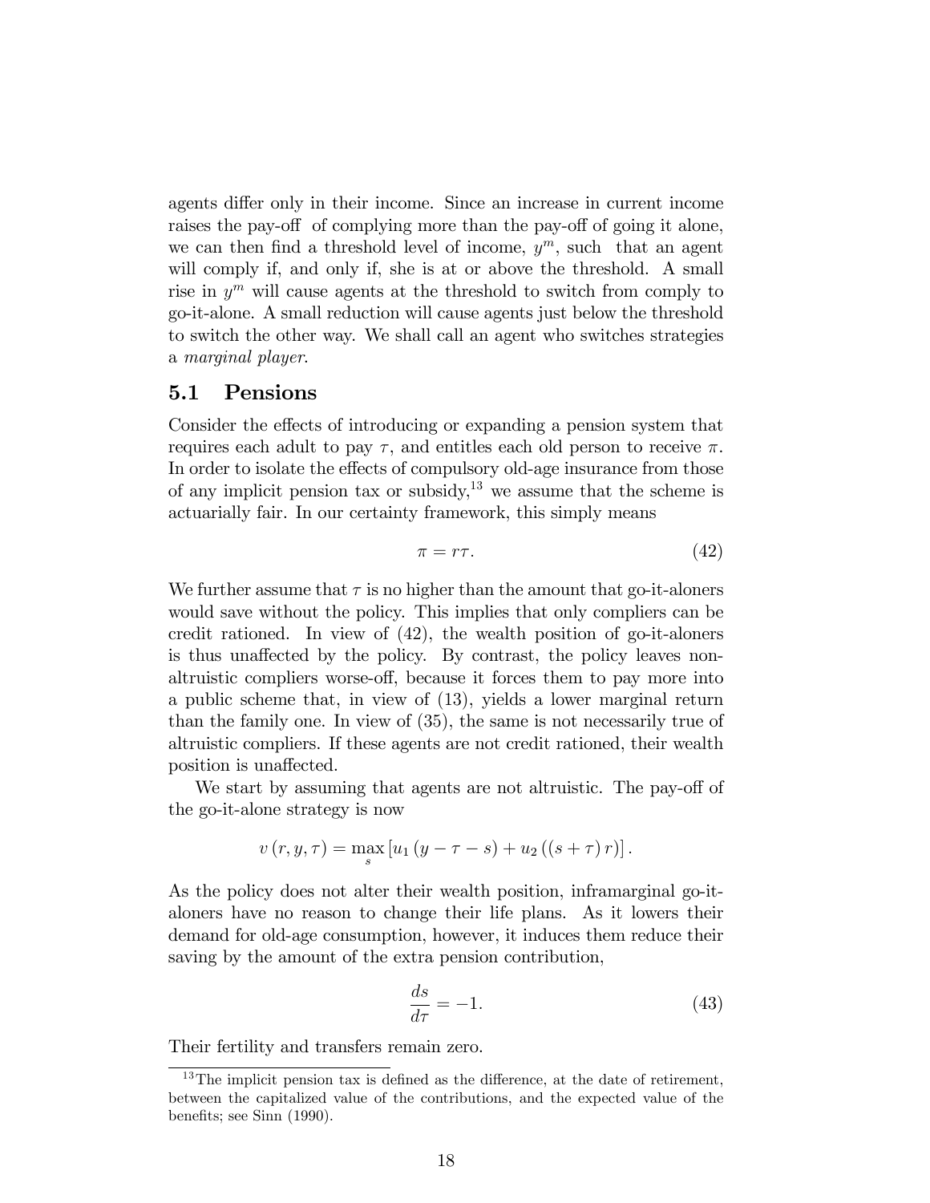agents differ only in their income. Since an increase in current income raises the pay-off of complying more than the pay-off of going it alone, we can then find a threshold level of income, $y^m$, such that an agent will comply if, and only if, she is at or above the threshold. A small rise in $y^m$ will cause agents at the threshold to switch from comply to go-it-alone. A small reduction will cause agents just below the threshold to switch the other way. We shall call an agent who switches strategies a *marginal player*.

## 5.1 Pensions

Consider the effects of introducing or expanding a pension system that requires each adult to pay $\tau$, and entitles each old person to receive $\pi$. In order to isolate the effects of compulsory old-age insurance from those of any implicit pension tax or subsidy,[13] we assume that the scheme is actuarially fair. In our certainty framework, this simply means

$$\pi = r\tau. \tag{42}$$

We further assume that $\tau$ is no higher than the amount that go-it-aloners would save without the policy. This implies that only compliers can be credit rationed. In view of (42), the wealth position of go-it-aloners is thus unaffected by the policy. By contrast, the policy leaves non-altruistic compliers worse-off, because it forces them to pay more into a public scheme that, in view of (13), yields a lower marginal return than the family one. In view of (35), the same is not necessarily true of altruistic compliers. If these agents are not credit rationed, their wealth position is unaffected.

We start by assuming that agents are not altruistic. The pay-off of the go-it-alone strategy is now

$$v(r, y, \tau) = \max_{s} \left[ u_1 (y - \tau - s) + u_2 ((s + \tau) r) \right].$$

As the policy does not alter their wealth position, inframarginal go-it-aloners have no reason to change their life plans. As it lowers their demand for old-age consumption, however, it induces them reduce their saving by the amount of the extra pension contribution,

$$\frac{ds}{d\tau} = -1. \tag{43}$$

Their fertility and transfers remain zero.

[13] The implicit pension tax is defined as the difference, at the date of retirement, between the capitalized value of the contributions, and the expected value of the benefits; see Sinn (1990).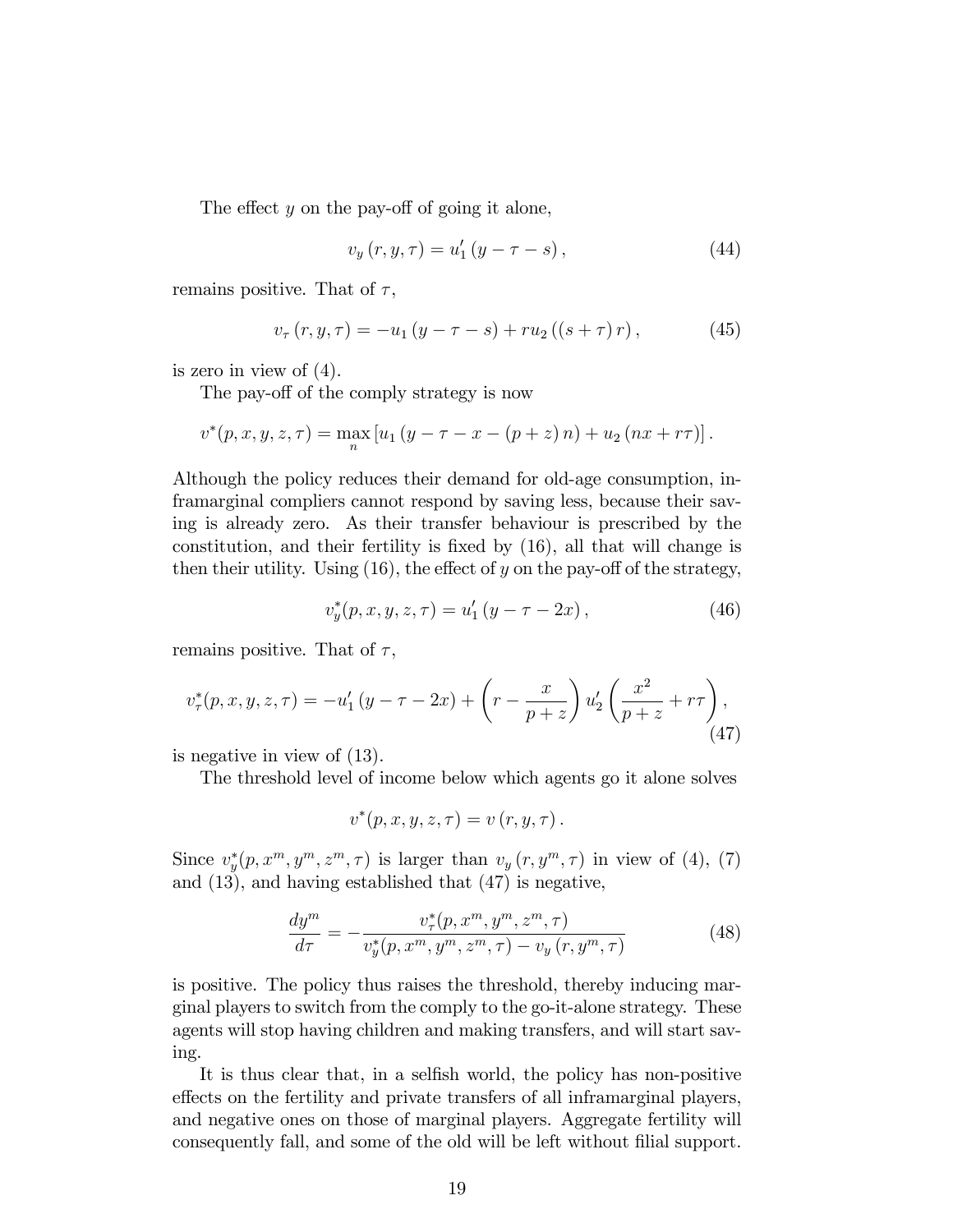The effect $y$ on the pay-off of going it alone,

$$v_y(r, y, \tau) = u_1'(y - \tau - s), \tag{44}$$

remains positive. That of $\tau$,

$$v_\tau(r, y, \tau) = -u_1(y - \tau - s) + ru_2((s + \tau)r), \tag{45}$$

is zero in view of (4).

The pay-off of the comply strategy is now

$$v^*(p, x, y, z, \tau) = \max_n [u_1(y - \tau - x - (p + z)n) + u_2(nx + r\tau)].$$

Although the policy reduces their demand for old-age consumption, inframarginal compliers cannot respond by saving less, because their saving is already zero. As their transfer behaviour is prescribed by the constitution, and their fertility is fixed by (16), all that will change is then their utility. Using (16), the effect of $y$ on the pay-off of the strategy,

$$v_y^*(p, x, y, z, \tau) = u_1'(y - \tau - 2x), \tag{46}$$

remains positive. That of $\tau$,

$$v_\tau^*(p, x, y, z, \tau) = -u_1'(y - \tau - 2x) + \left(r - \frac{x}{p + z}\right) u_2'\left(\frac{x^2}{p + z} + r\tau\right), \tag{47}$$

is negative in view of (13).

The threshold level of income below which agents go it alone solves

$$v^*(p, x, y, z, \tau) = v(r, y, \tau).$$

Since $v_y^*(p, x^m, y^m, z^m, \tau)$ is larger than $v_y(r, y^m, \tau)$ in view of (4), (7) and (13), and having established that (47) is negative,

$$\frac{dy^m}{d\tau} = -\frac{v_\tau^*(p, x^m, y^m, z^m, \tau)}{v_y^*(p, x^m, y^m, z^m, \tau) - v_y(r, y^m, \tau)} \tag{48}$$

is positive. The policy thus raises the threshold, thereby inducing marginal players to switch from the comply to the go-it-alone strategy. These agents will stop having children and making transfers, and will start saving.

It is thus clear that, in a selfish world, the policy has non-positive effects on the fertility and private transfers of all inframarginal players, and negative ones on those of marginal players. Aggregate fertility will consequently fall, and some of the old will be left without filial support.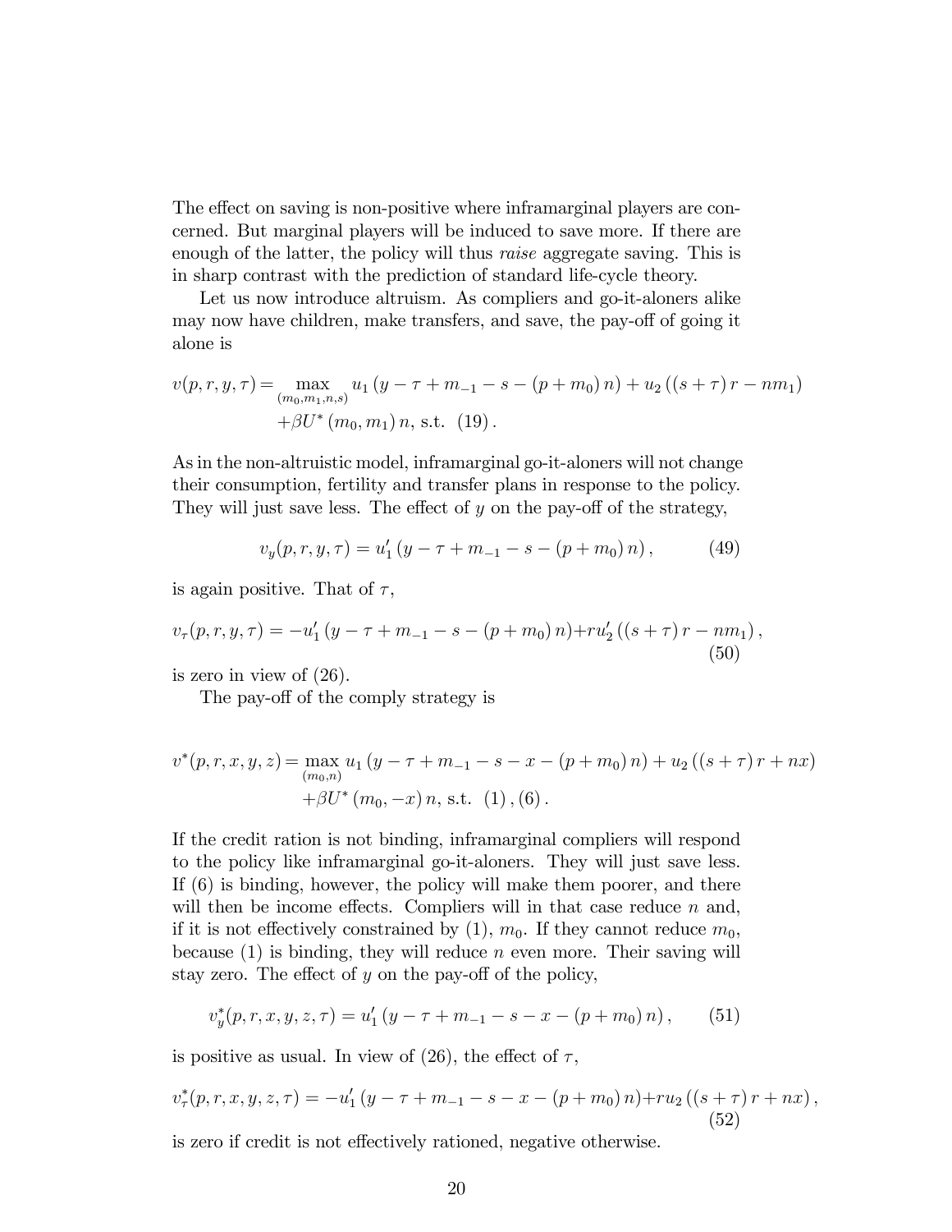The effect on saving is non-positive where inframarginal players are concerned. But marginal players will be induced to save more. If there are enough of the latter, the policy will thus *raise* aggregate saving. This is in sharp contrast with the prediction of standard life-cycle theory.

Let us now introduce altruism. As compliers and go-it-aloners alike may now have children, make transfers, and save, the pay-off of going it alone is

$$
\begin{aligned}
v(p,r,y,\tau) = \max_{(m_0,m_1,n,s)} & \; u_1\left(y-\tau+m_{-1}-s-(p+m_0)\,n\right)+u_2\left((s+\tau)\,r-nm_1\right) \\
& +\beta U^*\left(m_0,m_1\right)n, \text{ s.t. } (19)\,.
\end{aligned}
$$

As in the non-altruistic model, inframarginal go-it-aloners will not change their consumption, fertility and transfer plans in response to the policy. They will just save less. The effect of $y$ on the pay-off of the strategy,

$$
v_y(p,r,y,\tau) = u_1'\left(y-\tau+m_{-1}-s-(p+m_0)\,n\right), \tag{49}
$$

is again positive. That of $\tau$,

$$
v_\tau(p,r,y,\tau) = -u_1'\left(y-\tau+m_{-1}-s-(p+m_0)\,n\right)+ru_2'\left((s+\tau)\,r-nm_1\right), \tag{50}
$$

is zero in view of (26).

The pay-off of the comply strategy is

$$
\begin{aligned}
v^*(p,r,x,y,z) = \max_{(m_0,n)} & \; u_1\left(y-\tau+m_{-1}-s-x-(p+m_0)\,n\right)+u_2\left((s+\tau)\,r+nx\right) \\
& +\beta U^*\left(m_0,-x\right)n, \text{ s.t. } (1)\,,(6)\,.
\end{aligned}
$$

If the credit ration is not binding, inframarginal compliers will respond to the policy like inframarginal go-it-aloners. They will just save less. If (6) is binding, however, the policy will make them poorer, and there will then be income effects. Compliers will in that case reduce $n$ and, if it is not effectively constrained by (1), $m_0$. If they cannot reduce $m_0$, because (1) is binding, they will reduce $n$ even more. Their saving will stay zero. The effect of $y$ on the pay-off of the policy,

$$
v_y^*(p,r,x,y,z,\tau) = u_1'\left(y-\tau+m_{-1}-s-x-(p+m_0)\,n\right), \tag{51}
$$

is positive as usual. In view of (26), the effect of $\tau$,

$$
v_\tau^*(p,r,x,y,z,\tau) = -u_1'\left(y-\tau+m_{-1}-s-x-(p+m_0)\,n\right)+ru_2\left((s+\tau)\,r+nx\right), \tag{52}
$$

is zero if credit is not effectively rationed, negative otherwise.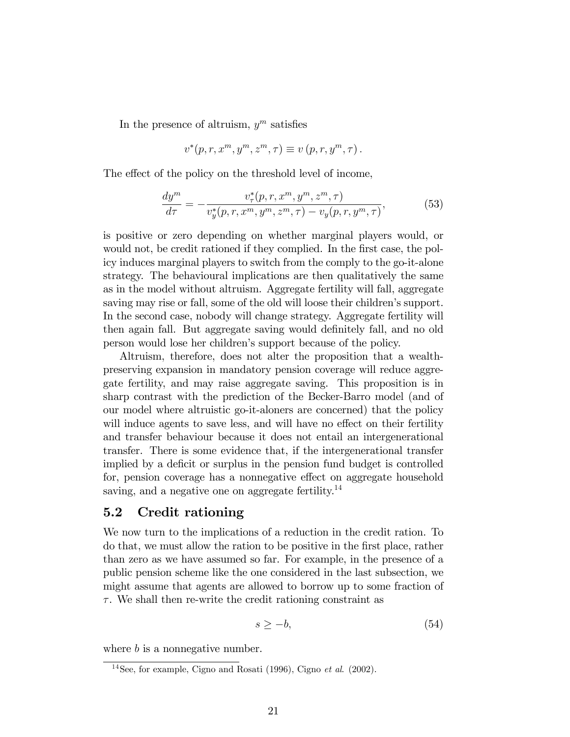In the presence of altruism, $y^m$ satisfies

$$v^*(p, r, x^m, y^m, z^m, \tau) \equiv v(p, r, y^m, \tau).$$

The effect of the policy on the threshold level of income,

$$\frac{dy^m}{d\tau} = -\frac{v^*_\tau(p, r, x^m, y^m, z^m, \tau)}{v^*_y(p, r, x^m, y^m, z^m, \tau) - v_y(p, r, y^m, \tau)}, \tag{53}$$

is positive or zero depending on whether marginal players would, or would not, be credit rationed if they complied. In the first case, the policy induces marginal players to switch from the comply to the go-it-alone strategy. The behavioural implications are then qualitatively the same as in the model without altruism. Aggregate fertility will fall, aggregate saving may rise or fall, some of the old will loose their children's support. In the second case, nobody will change strategy. Aggregate fertility will then again fall. But aggregate saving would definitely fall, and no old person would lose her children's support because of the policy.

Altruism, therefore, does not alter the proposition that a wealth-preserving expansion in mandatory pension coverage will reduce aggregate fertility, and may raise aggregate saving. This proposition is in sharp contrast with the prediction of the Becker-Barro model (and of our model where altruistic go-it-aloners are concerned) that the policy will induce agents to save less, and will have no effect on their fertility and transfer behaviour because it does not entail an intergenerational transfer. There is some evidence that, if the intergenerational transfer implied by a deficit or surplus in the pension fund budget is controlled for, pension coverage has a nonnegative effect on aggregate household saving, and a negative one on aggregate fertility.[14]

## 5.2 Credit rationing

We now turn to the implications of a reduction in the credit ration. To do that, we must allow the ration to be positive in the first place, rather than zero as we have assumed so far. For example, in the presence of a public pension scheme like the one considered in the last subsection, we might assume that agents are allowed to borrow up to some fraction of $\tau$. We shall then re-write the credit rationing constraint as

$$s \geq -b, \tag{54}$$

where $b$ is a nonnegative number.

[14] See, for example, Cigno and Rosati (1996), Cigno *et al.* (2002).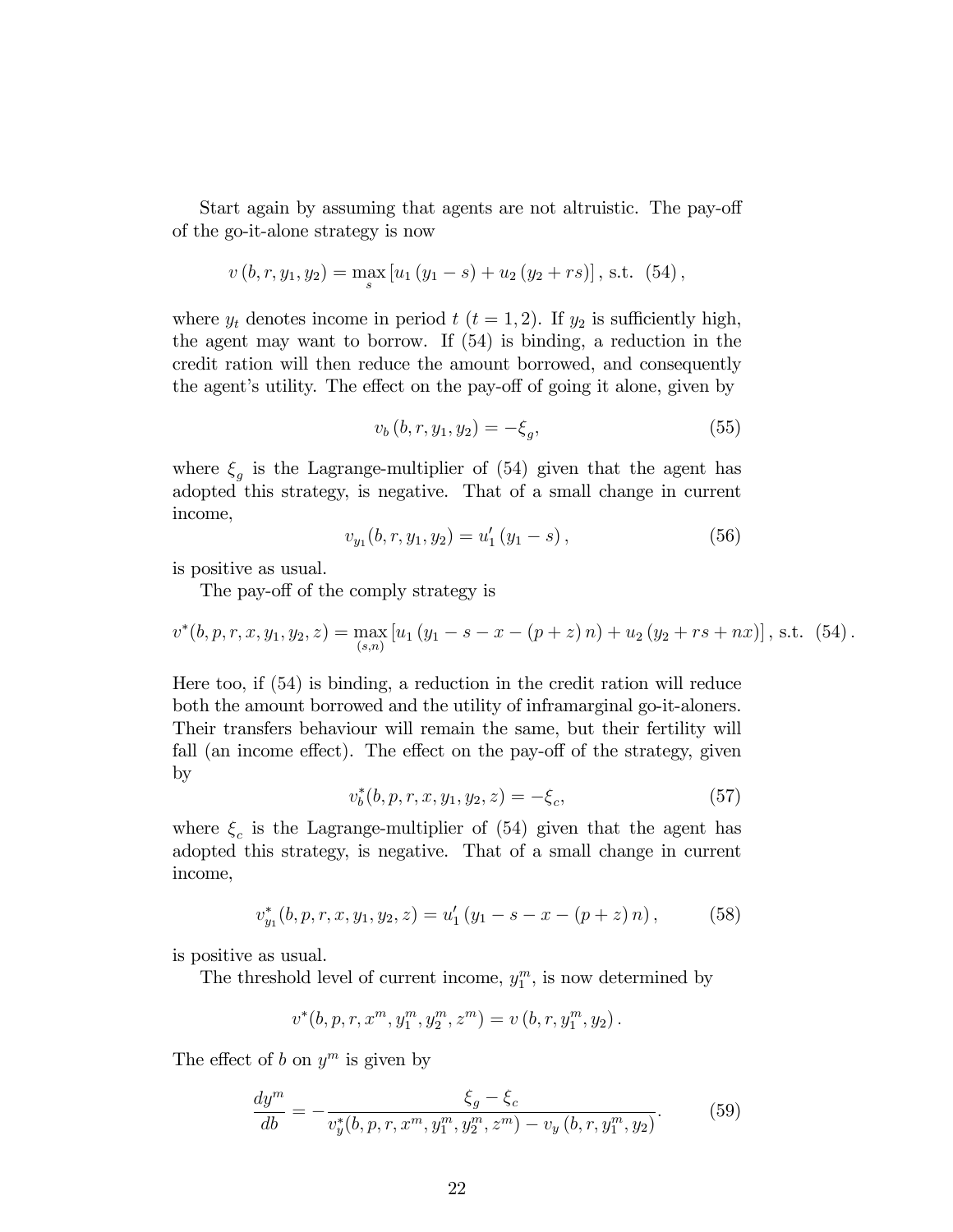Start again by assuming that agents are not altruistic. The pay-off of the go-it-alone strategy is now

$$v(b, r, y_1, y_2) = \max_{s} \left[ u_1 (y_1 - s) + u_2 (y_2 + rs) \right], \text{ s.t. } (54),$$

where $y_t$ denotes income in period $t$ ($t = 1, 2$). If $y_2$ is sufficiently high, the agent may want to borrow. If (54) is binding, a reduction in the credit ration will then reduce the amount borrowed, and consequently the agent's utility. The effect on the pay-off of going it alone, given by

$$v_b (b, r, y_1, y_2) = -\xi_g, \tag{55}$$

where $\xi_g$ is the Lagrange-multiplier of (54) given that the agent has adopted this strategy, is negative. That of a small change in current income,

$$v_{y_1}(b, r, y_1, y_2) = u_1' (y_1 - s), \tag{56}$$

is positive as usual.

The pay-off of the comply strategy is

$$v^*(b, p, r, x, y_1, y_2, z) = \max_{(s,n)} \left[ u_1 (y_1 - s - x - (p + z) n) + u_2 (y_2 + rs + nx) \right], \text{ s.t. } (54).$$

Here too, if (54) is binding, a reduction in the credit ration will reduce both the amount borrowed and the utility of inframarginal go-it-aloners. Their transfers behaviour will remain the same, but their fertility will fall (an income effect). The effect on the pay-off of the strategy, given by

$$v_b^*(b, p, r, x, y_1, y_2, z) = -\xi_c, \tag{57}$$

where $\xi_c$ is the Lagrange-multiplier of (54) given that the agent has adopted this strategy, is negative. That of a small change in current income,

$$v_{y_1}^* (b, p, r, x, y_1, y_2, z) = u_1' (y_1 - s - x - (p + z) n), \tag{58}$$

is positive as usual.

The threshold level of current income, $y_1^m$, is now determined by

$$v^*(b, p, r, x^m, y_1^m, y_2^m, z^m) = v(b, r, y_1^m, y_2).$$

The effect of $b$ on $y^m$ is given by

$$\frac{dy^m}{db} = -\frac{\xi_g - \xi_c}{v_y^*(b, p, r, x^m, y_1^m, y_2^m, z^m) - v_y (b, r, y_1^m, y_2)}. \tag{59}$$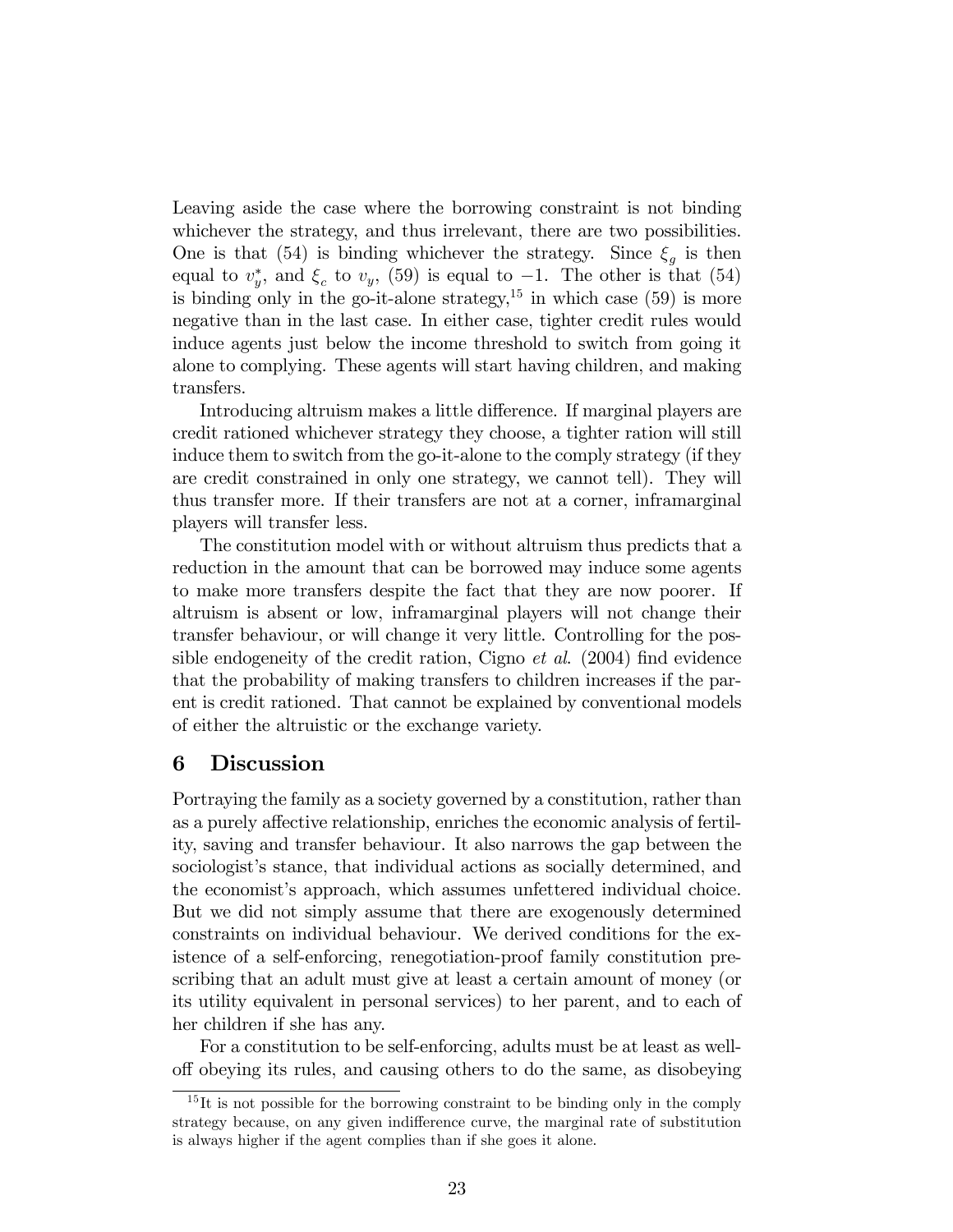Leaving aside the case where the borrowing constraint is not binding whichever the strategy, and thus irrelevant, there are two possibilities. One is that (54) is binding whichever the strategy. Since $\xi_g$ is then equal to $v_y^*$, and $\xi_c$ to $v_y$, (59) is equal to $-1$. The other is that (54) is binding only in the go-it-alone strategy,[15] in which case (59) is more negative than in the last case. In either case, tighter credit rules would induce agents just below the income threshold to switch from going it alone to complying. These agents will start having children, and making transfers.

Introducing altruism makes a little difference. If marginal players are credit rationed whichever strategy they choose, a tighter ration will still induce them to switch from the go-it-alone to the comply strategy (if they are credit constrained in only one strategy, we cannot tell). They will thus transfer more. If their transfers are not at a corner, inframarginal players will transfer less.

The constitution model with or without altruism thus predicts that a reduction in the amount that can be borrowed may induce some agents to make more transfers despite the fact that they are now poorer. If altruism is absent or low, inframarginal players will not change their transfer behaviour, or will change it very little. Controlling for the possible endogeneity of the credit ration, Cigno *et al.* (2004) find evidence that the probability of making transfers to children increases if the parent is credit rationed. That cannot be explained by conventional models of either the altruistic or the exchange variety.

## 6 Discussion

Portraying the family as a society governed by a constitution, rather than as a purely affective relationship, enriches the economic analysis of fertility, saving and transfer behaviour. It also narrows the gap between the sociologist's stance, that individual actions as socially determined, and the economist's approach, which assumes unfettered individual choice. But we did not simply assume that there are exogenously determined constraints on individual behaviour. We derived conditions for the existence of a self-enforcing, renegotiation-proof family constitution prescribing that an adult must give at least a certain amount of money (or its utility equivalent in personal services) to her parent, and to each of her children if she has any.

For a constitution to be self-enforcing, adults must be at least as well-off obeying its rules, and causing others to do the same, as disobeying

[15] It is not possible for the borrowing constraint to be binding only in the comply strategy because, on any given indifference curve, the marginal rate of substitution is always higher if the agent complies than if she goes it alone.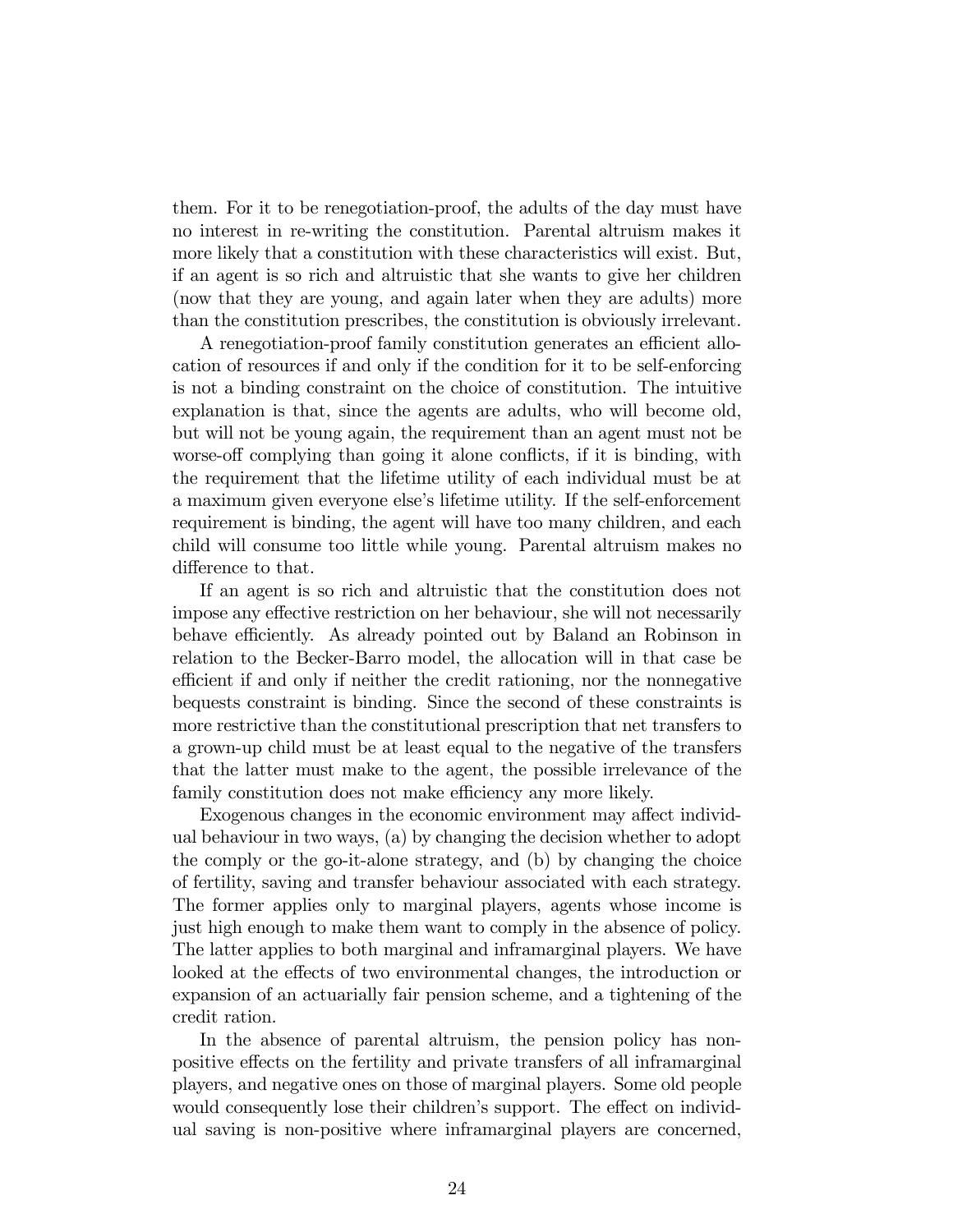them. For it to be renegotiation-proof, the adults of the day must have no interest in re-writing the constitution. Parental altruism makes it more likely that a constitution with these characteristics will exist. But, if an agent is so rich and altruistic that she wants to give her children (now that they are young, and again later when they are adults) more than the constitution prescribes, the constitution is obviously irrelevant.

A renegotiation-proof family constitution generates an efficient allocation of resources if and only if the condition for it to be self-enforcing is not a binding constraint on the choice of constitution. The intuitive explanation is that, since the agents are adults, who will become old, but will not be young again, the requirement than an agent must not be worse-off complying than going it alone conflicts, if it is binding, with the requirement that the lifetime utility of each individual must be at a maximum given everyone else's lifetime utility. If the self-enforcement requirement is binding, the agent will have too many children, and each child will consume too little while young. Parental altruism makes no difference to that.

If an agent is so rich and altruistic that the constitution does not impose any effective restriction on her behaviour, she will not necessarily behave efficiently. As already pointed out by Baland an Robinson in relation to the Becker-Barro model, the allocation will in that case be efficient if and only if neither the credit rationing, nor the nonnegative bequests constraint is binding. Since the second of these constraints is more restrictive than the constitutional prescription that net transfers to a grown-up child must be at least equal to the negative of the transfers that the latter must make to the agent, the possible irrelevance of the family constitution does not make efficiency any more likely.

Exogenous changes in the economic environment may affect individual behaviour in two ways, (a) by changing the decision whether to adopt the comply or the go-it-alone strategy, and (b) by changing the choice of fertility, saving and transfer behaviour associated with each strategy. The former applies only to marginal players, agents whose income is just high enough to make them want to comply in the absence of policy. The latter applies to both marginal and inframarginal players. We have looked at the effects of two environmental changes, the introduction or expansion of an actuarially fair pension scheme, and a tightening of the credit ration.

In the absence of parental altruism, the pension policy has non-positive effects on the fertility and private transfers of all inframarginal players, and negative ones on those of marginal players. Some old people would consequently lose their children's support. The effect on individual saving is non-positive where inframarginal players are concerned,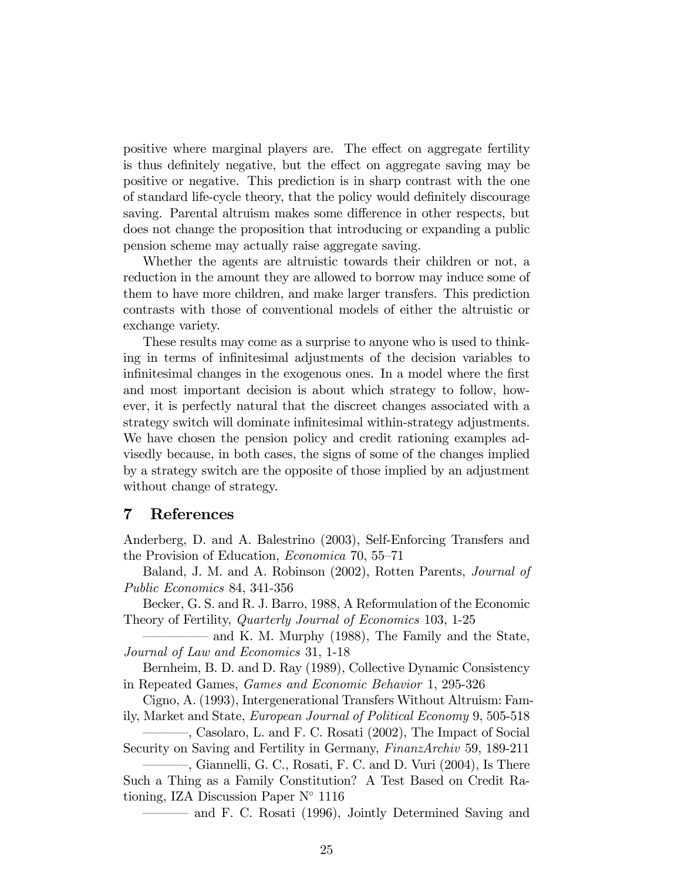positive where marginal players are. The effect on aggregate fertility is thus definitely negative, but the effect on aggregate saving may be positive or negative. This prediction is in sharp contrast with the one of standard life-cycle theory, that the policy would definitely discourage saving. Parental altruism makes some difference in other respects, but does not change the proposition that introducing or expanding a public pension scheme may actually raise aggregate saving.

Whether the agents are altruistic towards their children or not, a reduction in the amount they are allowed to borrow may induce some of them to have more children, and make larger transfers. This prediction contrasts with those of conventional models of either the altruistic or exchange variety.

These results may come as a surprise to anyone who is used to thinking in terms of infinitesimal adjustments of the decision variables to infinitesimal changes in the exogenous ones. In a model where the first and most important decision is about which strategy to follow, however, it is perfectly natural that the discreet changes associated with a strategy switch will dominate infinitesimal within-strategy adjustments. We have chosen the pension policy and credit rationing examples advisedly because, in both cases, the signs of some of the changes implied by a strategy switch are the opposite of those implied by an adjustment without change of strategy.

## 7 References

Anderberg, D. and A. Balestrino (2003), Self-Enforcing Transfers and the Provision of Education, *Economica* 70, 55–71

Baland, J. M. and A. Robinson (2002), Rotten Parents, *Journal of Public Economics* 84, 341-356

Becker, G. S. and R. J. Barro, 1988, A Reformulation of the Economic Theory of Fertility, *Quarterly Journal of Economics* 103, 1-25

——— and K. M. Murphy (1988), The Family and the State, *Journal of Law and Economics* 31, 1-18

Bernheim, B. D. and D. Ray (1989), Collective Dynamic Consistency in Repeated Games, *Games and Economic Behavior* 1, 295-326

Cigno, A. (1993), Intergenerational Transfers Without Altruism: Family, Market and State, *European Journal of Political Economy* 9, 505-518

———, Casolaro, L. and F. C. Rosati (2002), The Impact of Social Security on Saving and Fertility in Germany, *FinanzArchiv* 59, 189-211

———, Giannelli, G. C., Rosati, F. C. and D. Vuri (2004), Is There Such a Thing as a Family Constitution? A Test Based on Credit Rationing, IZA Discussion Paper N° 1116

——— and F. C. Rosati (1996), Jointly Determined Saving and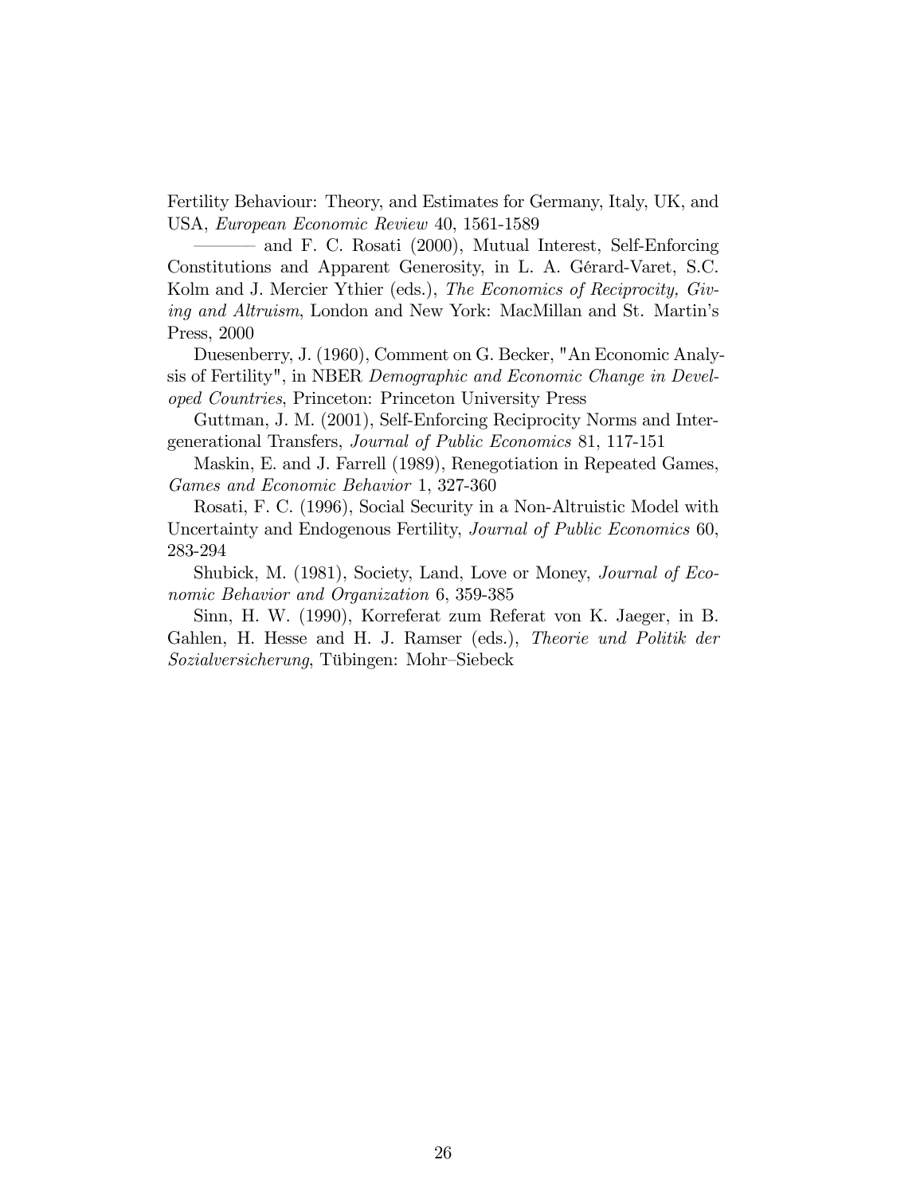Fertility Behaviour: Theory, and Estimates for Germany, Italy, UK, and USA, *European Economic Review* 40, 1561-1589

——— and F. C. Rosati (2000), Mutual Interest, Self-Enforcing Constitutions and Apparent Generosity, in L. A. Gérard-Varet, S.C. Kolm and J. Mercier Ythier (eds.), *The Economics of Reciprocity, Giving and Altruism*, London and New York: MacMillan and St. Martin's Press, 2000

Duesenberry, J. (1960), Comment on G. Becker, "An Economic Analysis of Fertility", in NBER *Demographic and Economic Change in Developed Countries*, Princeton: Princeton University Press

Guttman, J. M. (2001), Self-Enforcing Reciprocity Norms and Intergenerational Transfers, *Journal of Public Economics* 81, 117-151

Maskin, E. and J. Farrell (1989), Renegotiation in Repeated Games, *Games and Economic Behavior* 1, 327-360

Rosati, F. C. (1996), Social Security in a Non-Altruistic Model with Uncertainty and Endogenous Fertility, *Journal of Public Economics* 60, 283-294

Shubick, M. (1981), Society, Land, Love or Money, *Journal of Economic Behavior and Organization* 6, 359-385

Sinn, H. W. (1990), Korreferat zum Referat von K. Jaeger, in B. Gahlen, H. Hesse and H. J. Ramser (eds.), *Theorie und Politik der Sozialversicherung*, Tübingen: Mohr–Siebeck